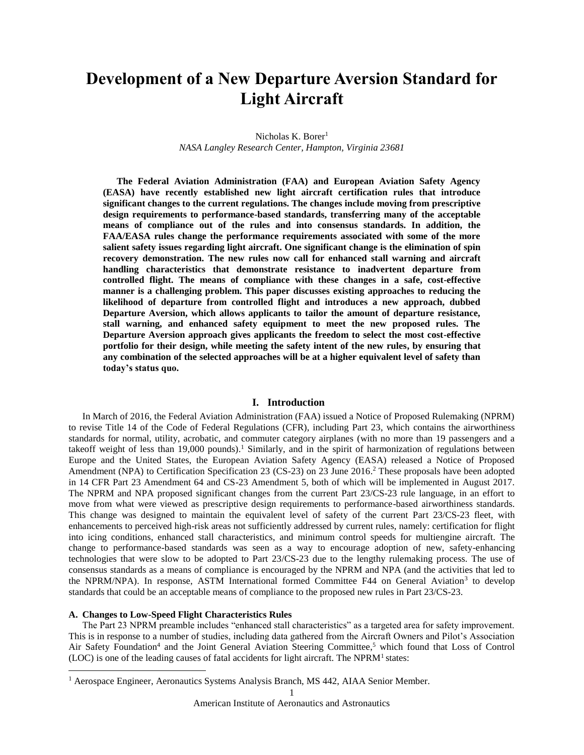# Development of a New Departure Aversion Standard for Light Aircraft

Nicholas K. Borer[1]
*NASA Langley Research Center, Hampton, Virginia 23681*

**The Federal Aviation Administration (FAA) and European Aviation Safety Agency (EASA) have recently established new light aircraft certification rules that introduce significant changes to the current regulations. The changes include moving from prescriptive design requirements to performance-based standards, transferring many of the acceptable means of compliance out of the rules and into consensus standards. In addition, the FAA/EASA rules change the performance requirements associated with some of the more salient safety issues regarding light aircraft. One significant change is the elimination of spin recovery demonstration. The new rules now call for enhanced stall warning and aircraft handling characteristics that demonstrate resistance to inadvertent departure from controlled flight. The means of compliance with these changes in a safe, cost-effective manner is a challenging problem. This paper discusses existing approaches to reducing the likelihood of departure from controlled flight and introduces a new approach, dubbed Departure Aversion, which allows applicants to tailor the amount of departure resistance, stall warning, and enhanced safety equipment to meet the new proposed rules. The Departure Aversion approach gives applicants the freedom to select the most cost-effective portfolio for their design, while meeting the safety intent of the new rules, by ensuring that any combination of the selected approaches will be at a higher equivalent level of safety than today's status quo.**

## I. Introduction

In March of 2016, the Federal Aviation Administration (FAA) issued a Notice of Proposed Rulemaking (NPRM) to revise Title 14 of the Code of Federal Regulations (CFR), including Part 23, which contains the airworthiness standards for normal, utility, acrobatic, and commuter category airplanes (with no more than 19 passengers and a takeoff weight of less than 19,000 pounds).[1] Similarly, and in the spirit of harmonization of regulations between Europe and the United States, the European Aviation Safety Agency (EASA) released a Notice of Proposed Amendment (NPA) to Certification Specification 23 (CS-23) on 23 June 2016.[2] These proposals have been adopted in 14 CFR Part 23 Amendment 64 and CS-23 Amendment 5, both of which will be implemented in August 2017. The NPRM and NPA proposed significant changes from the current Part 23/CS-23 rule language, in an effort to move from what were viewed as prescriptive design requirements to performance-based airworthiness standards. This change was designed to maintain the equivalent level of safety of the current Part 23/CS-23 fleet, with enhancements to perceived high-risk areas not sufficiently addressed by current rules, namely: certification for flight into icing conditions, enhanced stall characteristics, and minimum control speeds for multiengine aircraft. The change to performance-based standards was seen as a way to encourage adoption of new, safety-enhancing technologies that were slow to be adopted to Part 23/CS-23 due to the lengthy rulemaking process. The use of consensus standards as a means of compliance is encouraged by the NPRM and NPA (and the activities that led to the NPRM/NPA). In response, ASTM International formed Committee F44 on General Aviation[3] to develop standards that could be an acceptable means of compliance to the proposed new rules in Part 23/CS-23.

### A. Changes to Low-Speed Flight Characteristics Rules

The Part 23 NPRM preamble includes "enhanced stall characteristics" as a targeted area for safety improvement. This is in response to a number of studies, including data gathered from the Aircraft Owners and Pilot's Association Air Safety Foundation[4] and the Joint General Aviation Steering Committee,[5] which found that Loss of Control (LOC) is one of the leading causes of fatal accidents for light aircraft. The NPRM[1] states:

[1] Aerospace Engineer, Aeronautics Systems Analysis Branch, MS 442, AIAA Senior Member.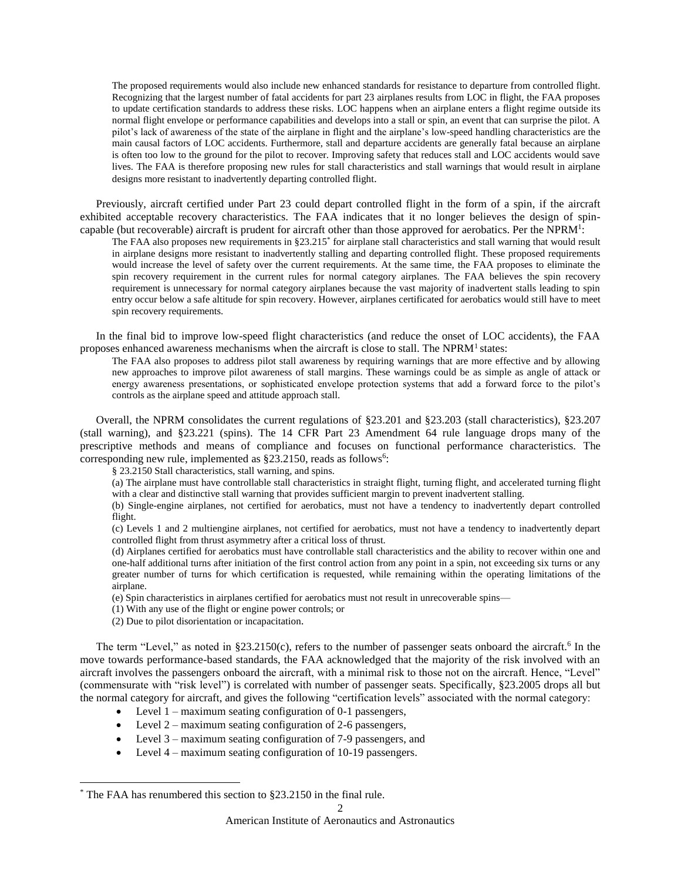> The proposed requirements would also include new enhanced standards for resistance to departure from controlled flight. Recognizing that the largest number of fatal accidents for part 23 airplanes results from LOC in flight, the FAA proposes to update certification standards to address these risks. LOC happens when an airplane enters a flight regime outside its normal flight envelope or performance capabilities and develops into a stall or spin, an event that can surprise the pilot. A pilot's lack of awareness of the state of the airplane in flight and the airplane's low-speed handling characteristics are the main causal factors of LOC accidents. Furthermore, stall and departure accidents are generally fatal because an airplane is often too low to the ground for the pilot to recover. Improving safety that reduces stall and LOC accidents would save lives. The FAA is therefore proposing new rules for stall characteristics and stall warnings that would result in airplane designs more resistant to inadvertently departing controlled flight.

Previously, aircraft certified under Part 23 could depart controlled flight in the form of a spin, if the aircraft exhibited acceptable recovery characteristics. The FAA indicates that it no longer believes the design of spin-capable (but recoverable) aircraft is prudent for aircraft other than those approved for aerobatics. Per the NPRM[1]:

> The FAA also proposes new requirements in §23.215[*] for airplane stall characteristics and stall warning that would result in airplane designs more resistant to inadvertently stalling and departing controlled flight. These proposed requirements would increase the level of safety over the current requirements. At the same time, the FAA proposes to eliminate the spin recovery requirement in the current rules for normal category airplanes. The FAA believes the spin recovery requirement is unnecessary for normal category airplanes because the vast majority of inadvertent stalls leading to spin entry occur below a safe altitude for spin recovery. However, airplanes certificated for aerobatics would still have to meet spin recovery requirements.

In the final bid to improve low-speed flight characteristics (and reduce the onset of LOC accidents), the FAA proposes enhanced awareness mechanisms when the aircraft is close to stall. The NPRM[1] states:

> The FAA also proposes to address pilot stall awareness by requiring warnings that are more effective and by allowing new approaches to improve pilot awareness of stall margins. These warnings could be as simple as angle of attack or energy awareness presentations, or sophisticated envelope protection systems that add a forward force to the pilot's controls as the airplane speed and attitude approach stall.

Overall, the NPRM consolidates the current regulations of §23.201 and §23.203 (stall characteristics), §23.207 (stall warning), and §23.221 (spins). The 14 CFR Part 23 Amendment 64 rule language drops many of the prescriptive methods and means of compliance and focuses on functional performance characteristics. The corresponding new rule, implemented as §23.2150, reads as follows[6]:

> § 23.2150 Stall characteristics, stall warning, and spins.
>
> (a) The airplane must have controllable stall characteristics in straight flight, turning flight, and accelerated turning flight with a clear and distinctive stall warning that provides sufficient margin to prevent inadvertent stalling.
>
> (b) Single-engine airplanes, not certified for aerobatics, must not have a tendency to inadvertently depart controlled flight.
>
> (c) Levels 1 and 2 multiengine airplanes, not certified for aerobatics, must not have a tendency to inadvertently depart controlled flight from thrust asymmetry after a critical loss of thrust.
>
> (d) Airplanes certified for aerobatics must have controllable stall characteristics and the ability to recover within one and one-half additional turns after initiation of the first control action from any point in a spin, not exceeding six turns or any greater number of turns for which certification is requested, while remaining within the operating limitations of the airplane.
>
> (e) Spin characteristics in airplanes certified for aerobatics must not result in unrecoverable spins—
>
> (1) With any use of the flight or engine power controls; or
>
> (2) Due to pilot disorientation or incapacitation.

The term "Level," as noted in §23.2150(c), refers to the number of passenger seats onboard the aircraft.[6] In the move towards performance-based standards, the FAA acknowledged that the majority of the risk involved with an aircraft involves the passengers onboard the aircraft, with a minimal risk to those not on the aircraft. Hence, "Level" (commensurate with "risk level") is correlated with number of passenger seats. Specifically, §23.2005 drops all but the normal category for aircraft, and gives the following "certification levels" associated with the normal category:

- Level 1 – maximum seating configuration of 0-1 passengers,
- Level 2 – maximum seating configuration of 2-6 passengers,
- Level 3 – maximum seating configuration of 7-9 passengers, and
- Level 4 – maximum seating configuration of 10-19 passengers.

---

[*] The FAA has renumbered this section to §23.2150 in the final rule.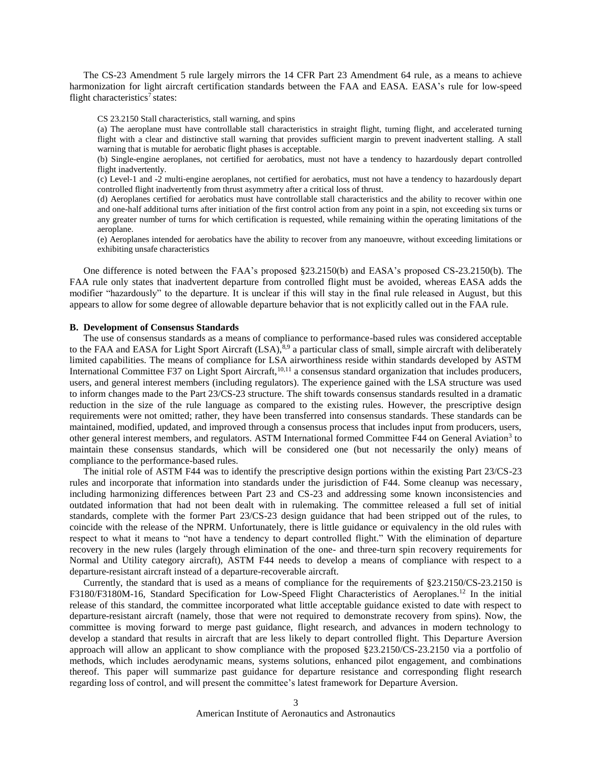The CS-23 Amendment 5 rule largely mirrors the 14 CFR Part 23 Amendment 64 rule, as a means to achieve harmonization for light aircraft certification standards between the FAA and EASA. EASA's rule for low-speed flight characteristics[7] states:

> CS 23.2150 Stall characteristics, stall warning, and spins
>
> (a) The aeroplane must have controllable stall characteristics in straight flight, turning flight, and accelerated turning flight with a clear and distinctive stall warning that provides sufficient margin to prevent inadvertent stalling. A stall warning that is mutable for aerobatic flight phases is acceptable.
>
> (b) Single-engine aeroplanes, not certified for aerobatics, must not have a tendency to hazardously depart controlled flight inadvertently.
>
> (c) Level-1 and -2 multi-engine aeroplanes, not certified for aerobatics, must not have a tendency to hazardously depart controlled flight inadvertently from thrust asymmetry after a critical loss of thrust.
>
> (d) Aeroplanes certified for aerobatics must have controllable stall characteristics and the ability to recover within one and one-half additional turns after initiation of the first control action from any point in a spin, not exceeding six turns or any greater number of turns for which certification is requested, while remaining within the operating limitations of the aeroplane.
>
> (e) Aeroplanes intended for aerobatics have the ability to recover from any manoeuvre, without exceeding limitations or exhibiting unsafe characteristics

One difference is noted between the FAA's proposed §23.2150(b) and EASA's proposed CS-23.2150(b). The FAA rule only states that inadvertent departure from controlled flight must be avoided, whereas EASA adds the modifier "hazardously" to the departure. It is unclear if this will stay in the final rule released in August, but this appears to allow for some degree of allowable departure behavior that is not explicitly called out in the FAA rule.

### B. Development of Consensus Standards

The use of consensus standards as a means of compliance to performance-based rules was considered acceptable to the FAA and EASA for Light Sport Aircraft (LSA),[8,9] a particular class of small, simple aircraft with deliberately limited capabilities. The means of compliance for LSA airworthiness reside within standards developed by ASTM International Committee F37 on Light Sport Aircraft,[10,11] a consensus standard organization that includes producers, users, and general interest members (including regulators). The experience gained with the LSA structure was used to inform changes made to the Part 23/CS-23 structure. The shift towards consensus standards resulted in a dramatic reduction in the size of the rule language as compared to the existing rules. However, the prescriptive design requirements were not omitted; rather, they have been transferred into consensus standards. These standards can be maintained, modified, updated, and improved through a consensus process that includes input from producers, users, other general interest members, and regulators. ASTM International formed Committee F44 on General Aviation[3] to maintain these consensus standards, which will be considered one (but not necessarily the only) means of compliance to the performance-based rules.

The initial role of ASTM F44 was to identify the prescriptive design portions within the existing Part 23/CS-23 rules and incorporate that information into standards under the jurisdiction of F44. Some cleanup was necessary, including harmonizing differences between Part 23 and CS-23 and addressing some known inconsistencies and outdated information that had not been dealt with in rulemaking. The committee released a full set of initial standards, complete with the former Part 23/CS-23 design guidance that had been stripped out of the rules, to coincide with the release of the NPRM. Unfortunately, there is little guidance or equivalency in the old rules with respect to what it means to "not have a tendency to depart controlled flight." With the elimination of departure recovery in the new rules (largely through elimination of the one- and three-turn spin recovery requirements for Normal and Utility category aircraft), ASTM F44 needs to develop a means of compliance with respect to a departure-resistant aircraft instead of a departure-recoverable aircraft.

Currently, the standard that is used as a means of compliance for the requirements of §23.2150/CS-23.2150 is F3180/F3180M-16, Standard Specification for Low-Speed Flight Characteristics of Aeroplanes.[12] In the initial release of this standard, the committee incorporated what little acceptable guidance existed to date with respect to departure-resistant aircraft (namely, those that were not required to demonstrate recovery from spins). Now, the committee is moving forward to merge past guidance, flight research, and advances in modern technology to develop a standard that results in aircraft that are less likely to depart controlled flight. This Departure Aversion approach will allow an applicant to show compliance with the proposed §23.2150/CS-23.2150 via a portfolio of methods, which includes aerodynamic means, systems solutions, enhanced pilot engagement, and combinations thereof. This paper will summarize past guidance for departure resistance and corresponding flight research regarding loss of control, and will present the committee's latest framework for Departure Aversion.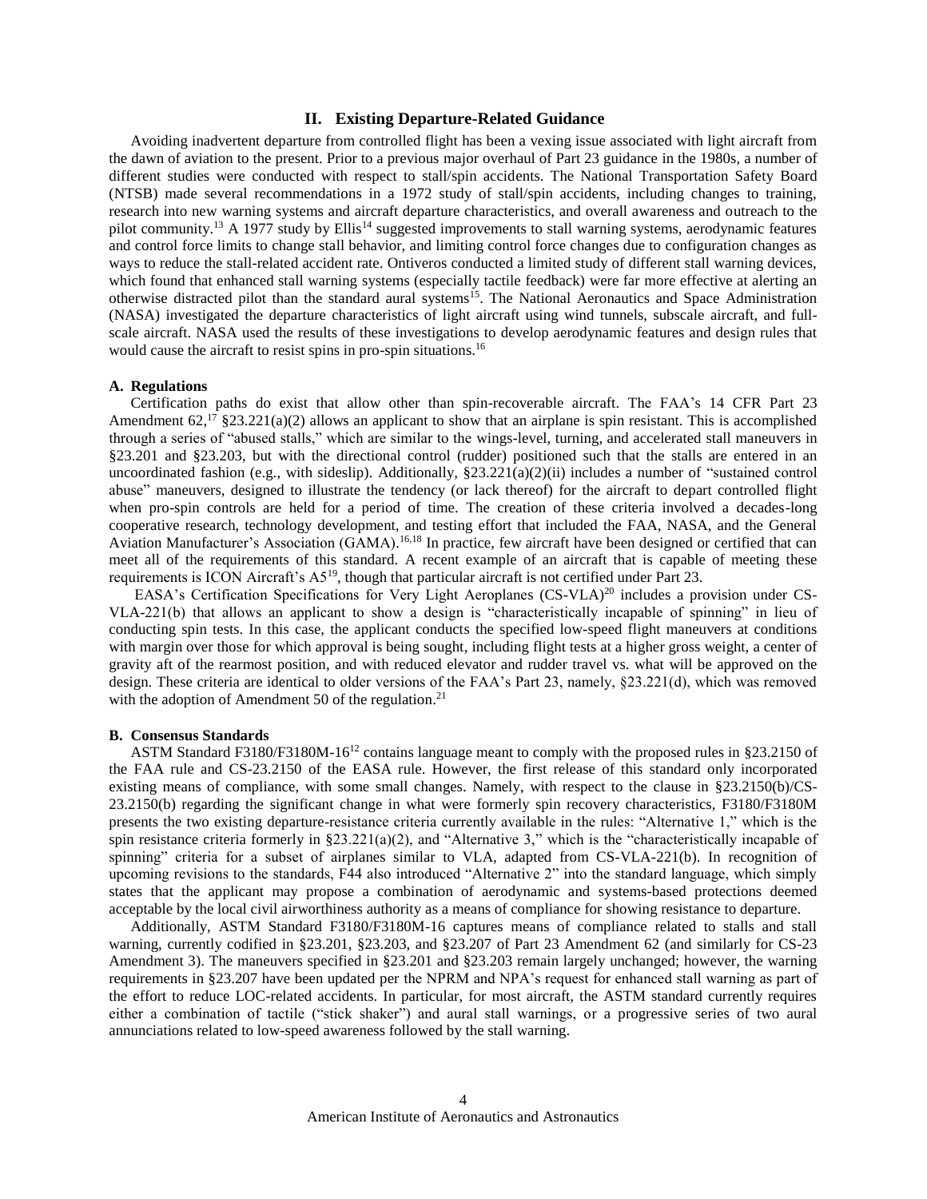## II. Existing Departure-Related Guidance

Avoiding inadvertent departure from controlled flight has been a vexing issue associated with light aircraft from the dawn of aviation to the present. Prior to a previous major overhaul of Part 23 guidance in the 1980s, a number of different studies were conducted with respect to stall/spin accidents. The National Transportation Safety Board (NTSB) made several recommendations in a 1972 study of stall/spin accidents, including changes to training, research into new warning systems and aircraft departure characteristics, and overall awareness and outreach to the pilot community.[13] A 1977 study by Ellis[14] suggested improvements to stall warning systems, aerodynamic features and control force limits to change stall behavior, and limiting control force changes due to configuration changes as ways to reduce the stall-related accident rate. Ontiveros conducted a limited study of different stall warning devices, which found that enhanced stall warning systems (especially tactile feedback) were far more effective at alerting an otherwise distracted pilot than the standard aural systems[15]. The National Aeronautics and Space Administration (NASA) investigated the departure characteristics of light aircraft using wind tunnels, subscale aircraft, and full-scale aircraft. NASA used the results of these investigations to develop aerodynamic features and design rules that would cause the aircraft to resist spins in pro-spin situations.[16]

### A. Regulations

Certification paths do exist that allow other than spin-recoverable aircraft. The FAA's 14 CFR Part 23 Amendment 62,[17] §23.221(a)(2) allows an applicant to show that an airplane is spin resistant. This is accomplished through a series of "abused stalls," which are similar to the wings-level, turning, and accelerated stall maneuvers in §23.201 and §23.203, but with the directional control (rudder) positioned such that the stalls are entered in an uncoordinated fashion (e.g., with sideslip). Additionally, §23.221(a)(2)(ii) includes a number of "sustained control abuse" maneuvers, designed to illustrate the tendency (or lack thereof) for the aircraft to depart controlled flight when pro-spin controls are held for a period of time. The creation of these criteria involved a decades-long cooperative research, technology development, and testing effort that included the FAA, NASA, and the General Aviation Manufacturer's Association (GAMA).[16,18] In practice, few aircraft have been designed or certified that can meet all of the requirements of this standard. A recent example of an aircraft that is capable of meeting these requirements is ICON Aircraft's A5[19], though that particular aircraft is not certified under Part 23.

EASA's Certification Specifications for Very Light Aeroplanes (CS-VLA)[20] includes a provision under CS-VLA-221(b) that allows an applicant to show a design is "characteristically incapable of spinning" in lieu of conducting spin tests. In this case, the applicant conducts the specified low-speed flight maneuvers at conditions with margin over those for which approval is being sought, including flight tests at a higher gross weight, a center of gravity aft of the rearmost position, and with reduced elevator and rudder travel vs. what will be approved on the design. These criteria are identical to older versions of the FAA's Part 23, namely, §23.221(d), which was removed with the adoption of Amendment 50 of the regulation.[21]

### B. Consensus Standards

ASTM Standard F3180/F3180M-16[12] contains language meant to comply with the proposed rules in §23.2150 of the FAA rule and CS-23.2150 of the EASA rule. However, the first release of this standard only incorporated existing means of compliance, with some small changes. Namely, with respect to the clause in §23.2150(b)/CS-23.2150(b) regarding the significant change in what were formerly spin recovery characteristics, F3180/F3180M presents the two existing departure-resistance criteria currently available in the rules: "Alternative 1," which is the spin resistance criteria formerly in §23.221(a)(2), and "Alternative 3," which is the "characteristically incapable of spinning" criteria for a subset of airplanes similar to VLA, adapted from CS-VLA-221(b). In recognition of upcoming revisions to the standards, F44 also introduced "Alternative 2" into the standard language, which simply states that the applicant may propose a combination of aerodynamic and systems-based protections deemed acceptable by the local civil airworthiness authority as a means of compliance for showing resistance to departure.

Additionally, ASTM Standard F3180/F3180M-16 captures means of compliance related to stalls and stall warning, currently codified in §23.201, §23.203, and §23.207 of Part 23 Amendment 62 (and similarly for CS-23 Amendment 3). The maneuvers specified in §23.201 and §23.203 remain largely unchanged; however, the warning requirements in §23.207 have been updated per the NPRM and NPA's request for enhanced stall warning as part of the effort to reduce LOC-related accidents. In particular, for most aircraft, the ASTM standard currently requires either a combination of tactile ("stick shaker") and aural stall warnings, or a progressive series of two aural annunciations related to low-speed awareness followed by the stall warning.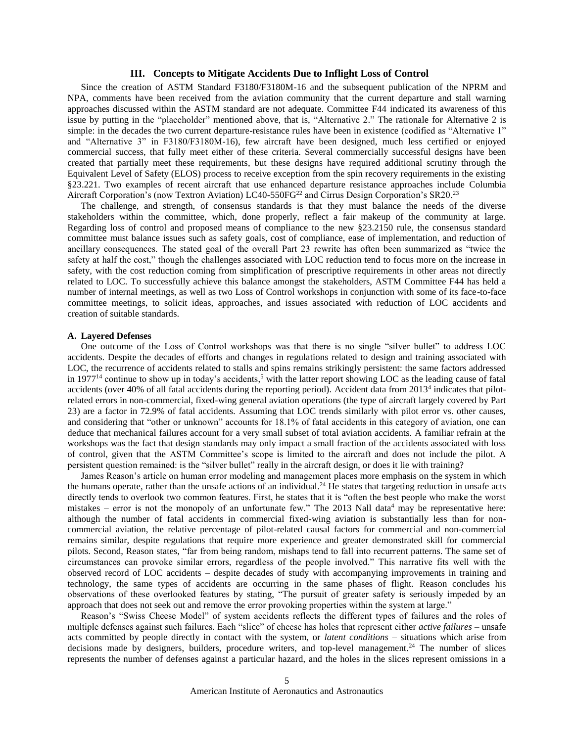## III. Concepts to Mitigate Accidents Due to Inflight Loss of Control

Since the creation of ASTM Standard F3180/F3180M-16 and the subsequent publication of the NPRM and NPA, comments have been received from the aviation community that the current departure and stall warning approaches discussed within the ASTM standard are not adequate. Committee F44 indicated its awareness of this issue by putting in the "placeholder" mentioned above, that is, "Alternative 2." The rationale for Alternative 2 is simple: in the decades the two current departure-resistance rules have been in existence (codified as "Alternative 1" and "Alternative 3" in F3180/F3180M-16), few aircraft have been designed, much less certified or enjoyed commercial success, that fully meet either of these criteria. Several commercially successful designs have been created that partially meet these requirements, but these designs have required additional scrutiny through the Equivalent Level of Safety (ELOS) process to receive exception from the spin recovery requirements in the existing §23.221. Two examples of recent aircraft that use enhanced departure resistance approaches include Columbia Aircraft Corporation's (now Textron Aviation) LC40-550FG[22] and Cirrus Design Corporation's SR20.[23]

The challenge, and strength, of consensus standards is that they must balance the needs of the diverse stakeholders within the committee, which, done properly, reflect a fair makeup of the community at large. Regarding loss of control and proposed means of compliance to the new §23.2150 rule, the consensus standard committee must balance issues such as safety goals, cost of compliance, ease of implementation, and reduction of ancillary consequences. The stated goal of the overall Part 23 rewrite has often been summarized as "twice the safety at half the cost," though the challenges associated with LOC reduction tend to focus more on the increase in safety, with the cost reduction coming from simplification of prescriptive requirements in other areas not directly related to LOC. To successfully achieve this balance amongst the stakeholders, ASTM Committee F44 has held a number of internal meetings, as well as two Loss of Control workshops in conjunction with some of its face-to-face committee meetings, to solicit ideas, approaches, and issues associated with reduction of LOC accidents and creation of suitable standards.

### A. Layered Defenses

One outcome of the Loss of Control workshops was that there is no single "silver bullet" to address LOC accidents. Despite the decades of efforts and changes in regulations related to design and training associated with LOC, the recurrence of accidents related to stalls and spins remains strikingly persistent: the same factors addressed in 1977[14] continue to show up in today's accidents,[5] with the latter report showing LOC as the leading cause of fatal accidents (over 40% of all fatal accidents during the reporting period). Accident data from 2013[4] indicates that pilot-related errors in non-commercial, fixed-wing general aviation operations (the type of aircraft largely covered by Part 23) are a factor in 72.9% of fatal accidents. Assuming that LOC trends similarly with pilot error vs. other causes, and considering that "other or unknown" accounts for 18.1% of fatal accidents in this category of aviation, one can deduce that mechanical failures account for a very small subset of total aviation accidents. A familiar refrain at the workshops was the fact that design standards may only impact a small fraction of the accidents associated with loss of control, given that the ASTM Committee's scope is limited to the aircraft and does not include the pilot. A persistent question remained: is the "silver bullet" really in the aircraft design, or does it lie with training?

James Reason's article on human error modeling and management places more emphasis on the system in which the humans operate, rather than the unsafe actions of an individual.[24] He states that targeting reduction in unsafe acts directly tends to overlook two common features. First, he states that it is "often the best people who make the worst mistakes – error is not the monopoly of an unfortunate few." The 2013 Nall data[4] may be representative here: although the number of fatal accidents in commercial fixed-wing aviation is substantially less than for non-commercial aviation, the relative percentage of pilot-related causal factors for commercial and non-commercial remains similar, despite regulations that require more experience and greater demonstrated skill for commercial pilots. Second, Reason states, "far from being random, mishaps tend to fall into recurrent patterns. The same set of circumstances can provoke similar errors, regardless of the people involved." This narrative fits well with the observed record of LOC accidents – despite decades of study with accompanying improvements in training and technology, the same types of accidents are occurring in the same phases of flight. Reason concludes his observations of these overlooked features by stating, "The pursuit of greater safety is seriously impeded by an approach that does not seek out and remove the error provoking properties within the system at large."

Reason's "Swiss Cheese Model" of system accidents reflects the different types of failures and the roles of multiple defenses against such failures. Each "slice" of cheese has holes that represent either *active failures* – unsafe acts committed by people directly in contact with the system, or *latent conditions* – situations which arise from decisions made by designers, builders, procedure writers, and top-level management.[24] The number of slices represents the number of defenses against a particular hazard, and the holes in the slices represent omissions in a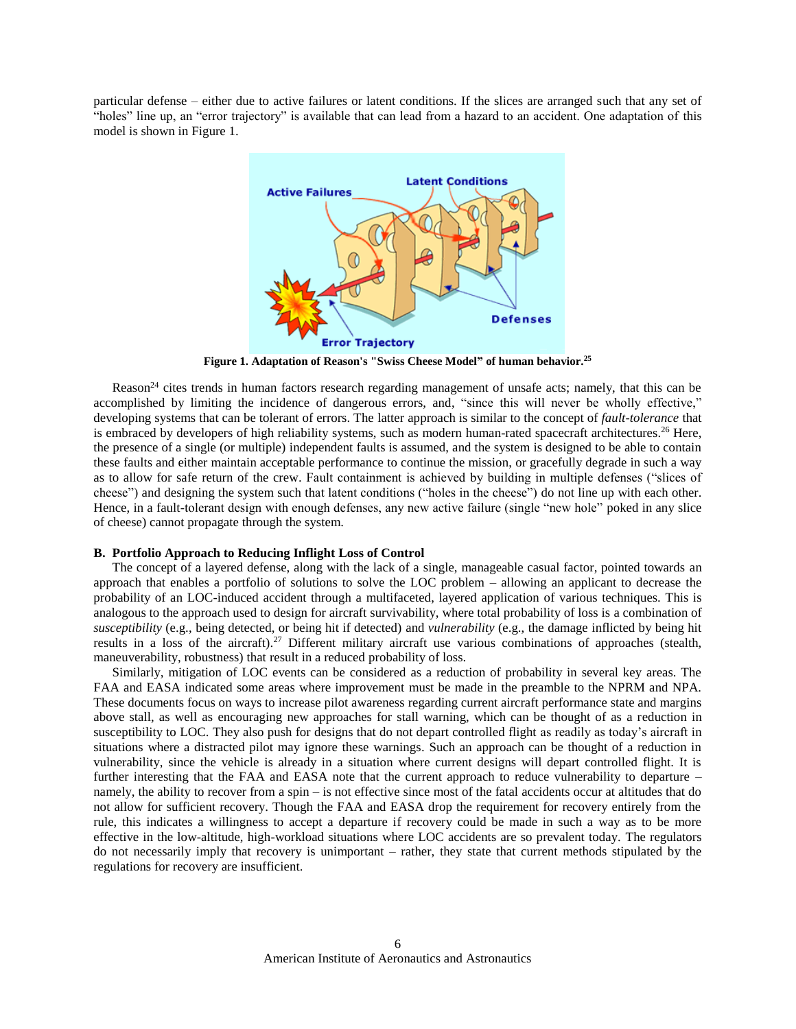particular defense – either due to active failures or latent conditions. If the slices are arranged such that any set of "holes" line up, an "error trajectory" is available that can lead from a hazard to an accident. One adaptation of this model is shown in Figure 1.

**Figure 1. Adaptation of Reason's "Swiss Cheese Model" of human behavior.[25]**

Reason[24] cites trends in human factors research regarding management of unsafe acts; namely, that this can be accomplished by limiting the incidence of dangerous errors, and, "since this will never be wholly effective," developing systems that can be tolerant of errors. The latter approach is similar to the concept of *fault-tolerance* that is embraced by developers of high reliability systems, such as modern human-rated spacecraft architectures.[26] Here, the presence of a single (or multiple) independent faults is assumed, and the system is designed to be able to contain these faults and either maintain acceptable performance to continue the mission, or gracefully degrade in such a way as to allow for safe return of the crew. Fault containment is achieved by building in multiple defenses ("slices of cheese") and designing the system such that latent conditions ("holes in the cheese") do not line up with each other. Hence, in a fault-tolerant design with enough defenses, any new active failure (single "new hole" poked in any slice of cheese) cannot propagate through the system.

### B. Portfolio Approach to Reducing Inflight Loss of Control

The concept of a layered defense, along with the lack of a single, manageable casual factor, pointed towards an approach that enables a portfolio of solutions to solve the LOC problem – allowing an applicant to decrease the probability of an LOC-induced accident through a multifaceted, layered application of various techniques. This is analogous to the approach used to design for aircraft survivability, where total probability of loss is a combination of *susceptibility* (e.g., being detected, or being hit if detected) and *vulnerability* (e.g., the damage inflicted by being hit results in a loss of the aircraft).[27] Different military aircraft use various combinations of approaches (stealth, maneuverability, robustness) that result in a reduced probability of loss.

Similarly, mitigation of LOC events can be considered as a reduction of probability in several key areas. The FAA and EASA indicated some areas where improvement must be made in the preamble to the NPRM and NPA. These documents focus on ways to increase pilot awareness regarding current aircraft performance state and margins above stall, as well as encouraging new approaches for stall warning, which can be thought of as a reduction in susceptibility to LOC. They also push for designs that do not depart controlled flight as readily as today's aircraft in situations where a distracted pilot may ignore these warnings. Such an approach can be thought of a reduction in vulnerability, since the vehicle is already in a situation where current designs will depart controlled flight. It is further interesting that the FAA and EASA note that the current approach to reduce vulnerability to departure – namely, the ability to recover from a spin – is not effective since most of the fatal accidents occur at altitudes that do not allow for sufficient recovery. Though the FAA and EASA drop the requirement for recovery entirely from the rule, this indicates a willingness to accept a departure if recovery could be made in such a way as to be more effective in the low-altitude, high-workload situations where LOC accidents are so prevalent today. The regulators do not necessarily imply that recovery is unimportant – rather, they state that current methods stipulated by the regulations for recovery are insufficient.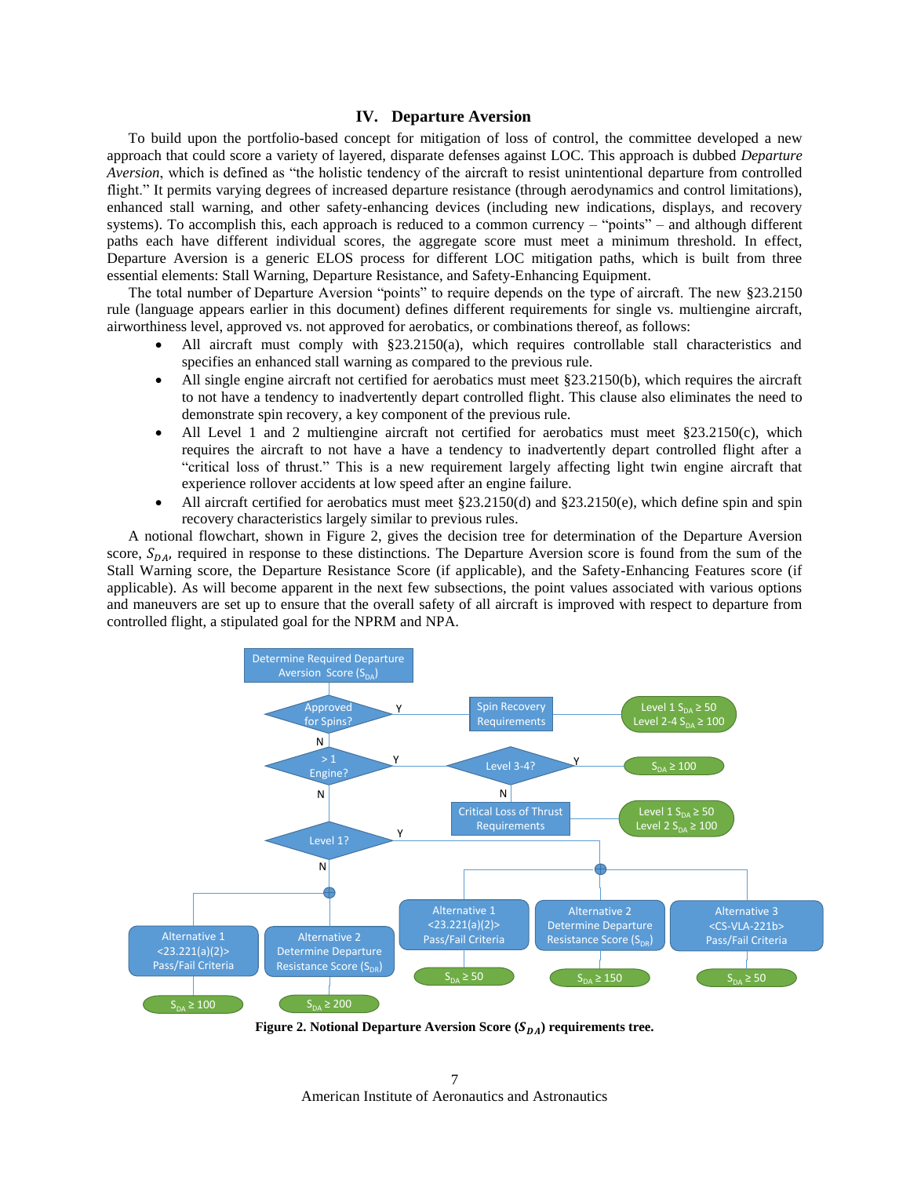## IV. Departure Aversion

To build upon the portfolio-based concept for mitigation of loss of control, the committee developed a new approach that could score a variety of layered, disparate defenses against LOC. This approach is dubbed *Departure Aversion*, which is defined as "the holistic tendency of the aircraft to resist unintentional departure from controlled flight." It permits varying degrees of increased departure resistance (through aerodynamics and control limitations), enhanced stall warning, and other safety-enhancing devices (including new indications, displays, and recovery systems). To accomplish this, each approach is reduced to a common currency – "points" – and although different paths each have different individual scores, the aggregate score must meet a minimum threshold. In effect, Departure Aversion is a generic ELOS process for different LOC mitigation paths, which is built from three essential elements: Stall Warning, Departure Resistance, and Safety-Enhancing Equipment.

The total number of Departure Aversion "points" to require depends on the type of aircraft. The new §23.2150 rule (language appears earlier in this document) defines different requirements for single vs. multiengine aircraft, airworthiness level, approved vs. not approved for aerobatics, or combinations thereof, as follows:

- All aircraft must comply with §23.2150(a), which requires controllable stall characteristics and specifies an enhanced stall warning as compared to the previous rule.
- All single engine aircraft not certified for aerobatics must meet §23.2150(b), which requires the aircraft to not have a tendency to inadvertently depart controlled flight. This clause also eliminates the need to demonstrate spin recovery, a key component of the previous rule.
- All Level 1 and 2 multiengine aircraft not certified for aerobatics must meet §23.2150(c), which requires the aircraft to not have a have a tendency to inadvertently depart controlled flight after a "critical loss of thrust." This is a new requirement largely affecting light twin engine aircraft that experience rollover accidents at low speed after an engine failure.
- All aircraft certified for aerobatics must meet §23.2150(d) and §23.2150(e), which define spin and spin recovery characteristics largely similar to previous rules.

A notional flowchart, shown in Figure 2, gives the decision tree for determination of the Departure Aversion score, $S_{DA}$, required in response to these distinctions. The Departure Aversion score is found from the sum of the Stall Warning score, the Departure Resistance Score (if applicable), and the Safety-Enhancing Features score (if applicable). As will become apparent in the next few subsections, the point values associated with various options and maneuvers are set up to ensure that the overall safety of all aircraft is improved with respect to departure from controlled flight, a stipulated goal for the NPRM and NPA.

Determine Required Departure Aversion Score ($S_{DA}$)

- Approved for Spins? Y → Spin Recovery Requirements → Level 1 $S_{DA} \geq 50$; Level 2-4 $S_{DA} \geq 100$
- N → > 1 Engine? Y → Level 3-4? Y → $S_{DA} \geq 100$
  - Level 3-4? N → Critical Loss of Thrust Requirements → Level 1 $S_{DA} \geq 50$; Level 2 $S_{DA} \geq 100$
- N → Level 1? Y →
  - Alternative 1 <23.221(a)(2)> Pass/Fail Criteria → $S_{DA} \geq 50$
  - Alternative 2 Determine Departure Resistance Score ($S_{DR}$) → $S_{DA} \geq 150$
  - Alternative 3 <CS-VLA-221b> Pass/Fail Criteria → $S_{DA} \geq 50$
- Level 1? N →
  - Alternative 1 <23.221(a)(2)> Pass/Fail Criteria → $S_{DA} \geq 100$
  - Alternative 2 Determine Departure Resistance Score ($S_{DR}$) → $S_{DA} \geq 200$

**Figure 2. Notional Departure Aversion Score ($S_{DA}$) requirements tree.**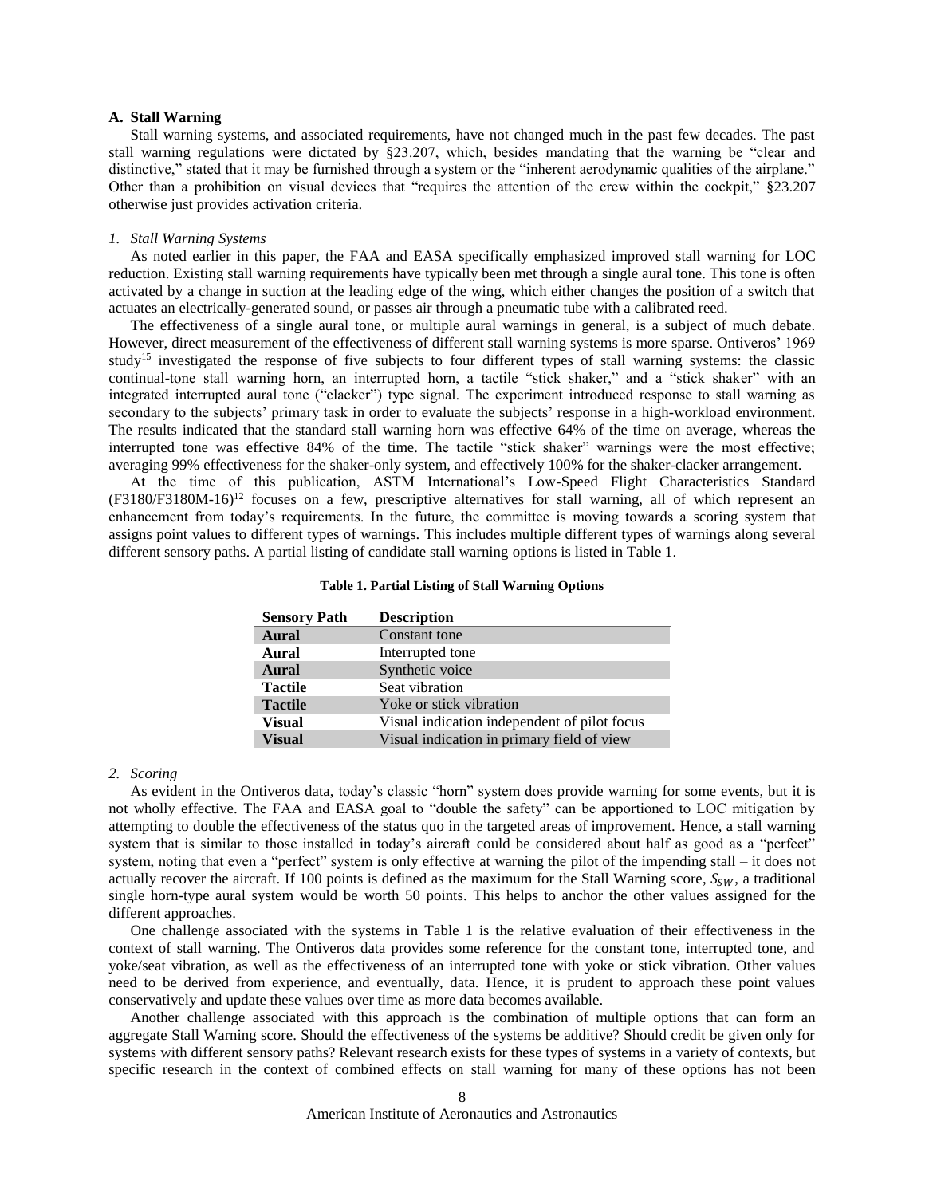### A. Stall Warning

Stall warning systems, and associated requirements, have not changed much in the past few decades. The past stall warning regulations were dictated by §23.207, which, besides mandating that the warning be "clear and distinctive," stated that it may be furnished through a system or the "inherent aerodynamic qualities of the airplane." Other than a prohibition on visual devices that "requires the attention of the crew within the cockpit," §23.207 otherwise just provides activation criteria.

#### *1. Stall Warning Systems*

As noted earlier in this paper, the FAA and EASA specifically emphasized improved stall warning for LOC reduction. Existing stall warning requirements have typically been met through a single aural tone. This tone is often activated by a change in suction at the leading edge of the wing, which either changes the position of a switch that actuates an electrically-generated sound, or passes air through a pneumatic tube with a calibrated reed.

The effectiveness of a single aural tone, or multiple aural warnings in general, is a subject of much debate. However, direct measurement of the effectiveness of different stall warning systems is more sparse. Ontiveros' 1969 study[15] investigated the response of five subjects to four different types of stall warning systems: the classic continual-tone stall warning horn, an interrupted horn, a tactile "stick shaker," and a "stick shaker" with an integrated interrupted aural tone ("clacker") type signal. The experiment introduced response to stall warning as secondary to the subjects' primary task in order to evaluate the subjects' response in a high-workload environment. The results indicated that the standard stall warning horn was effective 64% of the time on average, whereas the interrupted tone was effective 84% of the time. The tactile "stick shaker" warnings were the most effective; averaging 99% effectiveness for the shaker-only system, and effectively 100% for the shaker-clacker arrangement.

At the time of this publication, ASTM International's Low-Speed Flight Characteristics Standard (F3180/F3180M-16)[12] focuses on a few, prescriptive alternatives for stall warning, all of which represent an enhancement from today's requirements. In the future, the committee is moving towards a scoring system that assigns point values to different types of warnings. This includes multiple different types of warnings along several different sensory paths. A partial listing of candidate stall warning options is listed in Table 1.

**Table 1. Partial Listing of Stall Warning Options**

| Sensory Path | Description |
|---|---|
| **Aural** | Constant tone |
| **Aural** | Interrupted tone |
| **Aural** | Synthetic voice |
| **Tactile** | Seat vibration |
| **Tactile** | Yoke or stick vibration |
| **Visual** | Visual indication independent of pilot focus |
| **Visual** | Visual indication in primary field of view |

#### *2. Scoring*

As evident in the Ontiveros data, today's classic "horn" system does provide warning for some events, but it is not wholly effective. The FAA and EASA goal to "double the safety" can be apportioned to LOC mitigation by attempting to double the effectiveness of the status quo in the targeted areas of improvement. Hence, a stall warning system that is similar to those installed in today's aircraft could be considered about half as good as a "perfect" system, noting that even a "perfect" system is only effective at warning the pilot of the impending stall – it does not actually recover the aircraft. If 100 points is defined as the maximum for the Stall Warning score, $S_{SW}$, a traditional single horn-type aural system would be worth 50 points. This helps to anchor the other values assigned for the different approaches.

One challenge associated with the systems in Table 1 is the relative evaluation of their effectiveness in the context of stall warning. The Ontiveros data provides some reference for the constant tone, interrupted tone, and yoke/seat vibration, as well as the effectiveness of an interrupted tone with yoke or stick vibration. Other values need to be derived from experience, and eventually, data. Hence, it is prudent to approach these point values conservatively and update these values over time as more data becomes available.

Another challenge associated with this approach is the combination of multiple options that can form an aggregate Stall Warning score. Should the effectiveness of the systems be additive? Should credit be given only for systems with different sensory paths? Relevant research exists for these types of systems in a variety of contexts, but specific research in the context of combined effects on stall warning for many of these options has not been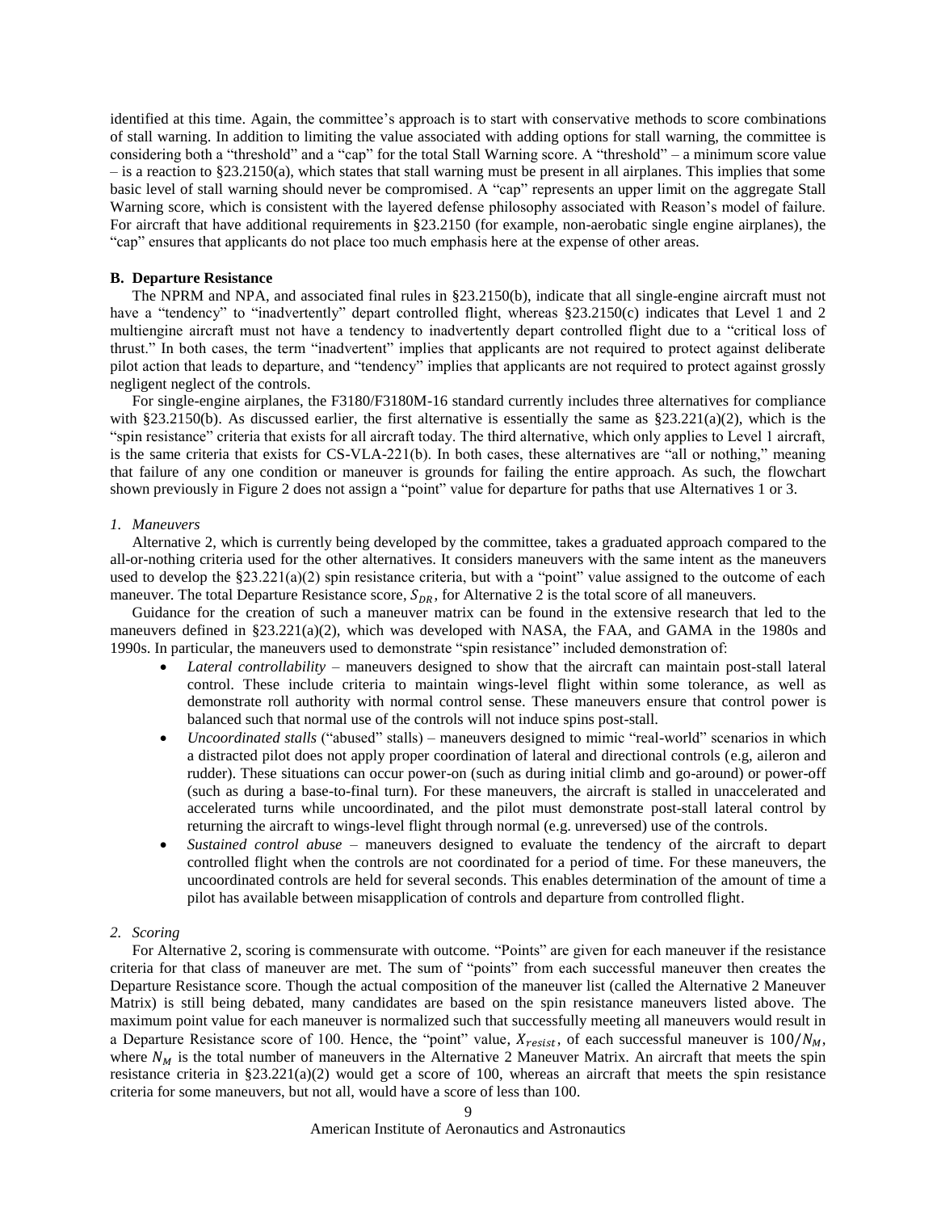identified at this time. Again, the committee's approach is to start with conservative methods to score combinations of stall warning. In addition to limiting the value associated with adding options for stall warning, the committee is considering both a "threshold" and a "cap" for the total Stall Warning score. A "threshold" – a minimum score value – is a reaction to §23.2150(a), which states that stall warning must be present in all airplanes. This implies that some basic level of stall warning should never be compromised. A "cap" represents an upper limit on the aggregate Stall Warning score, which is consistent with the layered defense philosophy associated with Reason's model of failure. For aircraft that have additional requirements in §23.2150 (for example, non-aerobatic single engine airplanes), the "cap" ensures that applicants do not place too much emphasis here at the expense of other areas.

### B. Departure Resistance

The NPRM and NPA, and associated final rules in §23.2150(b), indicate that all single-engine aircraft must not have a "tendency" to "inadvertently" depart controlled flight, whereas §23.2150(c) indicates that Level 1 and 2 multiengine aircraft must not have a tendency to inadvertently depart controlled flight due to a "critical loss of thrust." In both cases, the term "inadvertent" implies that applicants are not required to protect against deliberate pilot action that leads to departure, and "tendency" implies that applicants are not required to protect against grossly negligent neglect of the controls.

For single-engine airplanes, the F3180/F3180M-16 standard currently includes three alternatives for compliance with §23.2150(b). As discussed earlier, the first alternative is essentially the same as §23.221(a)(2), which is the "spin resistance" criteria that exists for all aircraft today. The third alternative, which only applies to Level 1 aircraft, is the same criteria that exists for CS-VLA-221(b). In both cases, these alternatives are "all or nothing," meaning that failure of any one condition or maneuver is grounds for failing the entire approach. As such, the flowchart shown previously in Figure 2 does not assign a "point" value for departure for paths that use Alternatives 1 or 3.

#### *1. Maneuvers*

Alternative 2, which is currently being developed by the committee, takes a graduated approach compared to the all-or-nothing criteria used for the other alternatives. It considers maneuvers with the same intent as the maneuvers used to develop the §23.221(a)(2) spin resistance criteria, but with a "point" value assigned to the outcome of each maneuver. The total Departure Resistance score, $S_{DR}$, for Alternative 2 is the total score of all maneuvers.

Guidance for the creation of such a maneuver matrix can be found in the extensive research that led to the maneuvers defined in §23.221(a)(2), which was developed with NASA, the FAA, and GAMA in the 1980s and 1990s. In particular, the maneuvers used to demonstrate "spin resistance" included demonstration of:

- *Lateral controllability* – maneuvers designed to show that the aircraft can maintain post-stall lateral control. These include criteria to maintain wings-level flight within some tolerance, as well as demonstrate roll authority with normal control sense. These maneuvers ensure that control power is balanced such that normal use of the controls will not induce spins post-stall.
- *Uncoordinated stalls* ("abused" stalls) – maneuvers designed to mimic "real-world" scenarios in which a distracted pilot does not apply proper coordination of lateral and directional controls (e.g, aileron and rudder). These situations can occur power-on (such as during initial climb and go-around) or power-off (such as during a base-to-final turn). For these maneuvers, the aircraft is stalled in unaccelerated and accelerated turns while uncoordinated, and the pilot must demonstrate post-stall lateral control by returning the aircraft to wings-level flight through normal (e.g. unreversed) use of the controls.
- *Sustained control abuse* – maneuvers designed to evaluate the tendency of the aircraft to depart controlled flight when the controls are not coordinated for a period of time. For these maneuvers, the uncoordinated controls are held for several seconds. This enables determination of the amount of time a pilot has available between misapplication of controls and departure from controlled flight.

#### *2. Scoring*

For Alternative 2, scoring is commensurate with outcome. "Points" are given for each maneuver if the resistance criteria for that class of maneuver are met. The sum of "points" from each successful maneuver then creates the Departure Resistance score. Though the actual composition of the maneuver list (called the Alternative 2 Maneuver Matrix) is still being debated, many candidates are based on the spin resistance maneuvers listed above. The maximum point value for each maneuver is normalized such that successfully meeting all maneuvers would result in a Departure Resistance score of 100. Hence, the "point" value, $X_{resist}$, of each successful maneuver is $100/N_M$, where $N_M$ is the total number of maneuvers in the Alternative 2 Maneuver Matrix. An aircraft that meets the spin resistance criteria in §23.221(a)(2) would get a score of 100, whereas an aircraft that meets the spin resistance criteria for some maneuvers, but not all, would have a score of less than 100.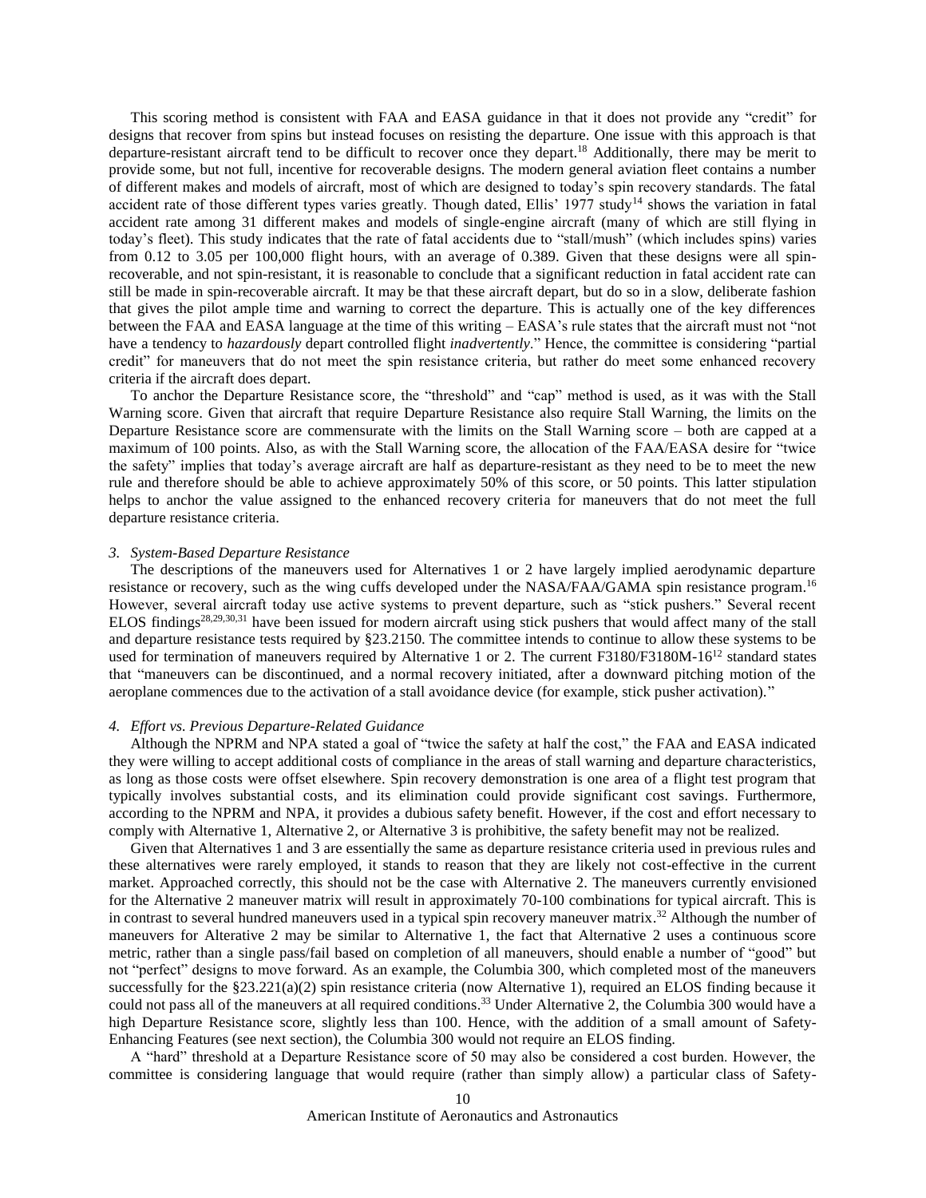This scoring method is consistent with FAA and EASA guidance in that it does not provide any "credit" for designs that recover from spins but instead focuses on resisting the departure. One issue with this approach is that departure-resistant aircraft tend to be difficult to recover once they depart.[18] Additionally, there may be merit to provide some, but not full, incentive for recoverable designs. The modern general aviation fleet contains a number of different makes and models of aircraft, most of which are designed to today's spin recovery standards. The fatal accident rate of those different types varies greatly. Though dated, Ellis' 1977 study[14] shows the variation in fatal accident rate among 31 different makes and models of single-engine aircraft (many of which are still flying in today's fleet). This study indicates that the rate of fatal accidents due to "stall/mush" (which includes spins) varies from 0.12 to 3.05 per 100,000 flight hours, with an average of 0.389. Given that these designs were all spin-recoverable, and not spin-resistant, it is reasonable to conclude that a significant reduction in fatal accident rate can still be made in spin-recoverable aircraft. It may be that these aircraft depart, but do so in a slow, deliberate fashion that gives the pilot ample time and warning to correct the departure. This is actually one of the key differences between the FAA and EASA language at the time of this writing – EASA's rule states that the aircraft must not "not have a tendency to *hazardously* depart controlled flight *inadvertently*." Hence, the committee is considering "partial credit" for maneuvers that do not meet the spin resistance criteria, but rather do meet some enhanced recovery criteria if the aircraft does depart.

To anchor the Departure Resistance score, the "threshold" and "cap" method is used, as it was with the Stall Warning score. Given that aircraft that require Departure Resistance also require Stall Warning, the limits on the Departure Resistance score are commensurate with the limits on the Stall Warning score – both are capped at a maximum of 100 points. Also, as with the Stall Warning score, the allocation of the FAA/EASA desire for "twice the safety" implies that today's average aircraft are half as departure-resistant as they need to be to meet the new rule and therefore should be able to achieve approximately 50% of this score, or 50 points. This latter stipulation helps to anchor the value assigned to the enhanced recovery criteria for maneuvers that do not meet the full departure resistance criteria.

### *3. System-Based Departure Resistance*

The descriptions of the maneuvers used for Alternatives 1 or 2 have largely implied aerodynamic departure resistance or recovery, such as the wing cuffs developed under the NASA/FAA/GAMA spin resistance program.[16] However, several aircraft today use active systems to prevent departure, such as "stick pushers." Several recent ELOS findings[28,29,30,31] have been issued for modern aircraft using stick pushers that would affect many of the stall and departure resistance tests required by §23.2150. The committee intends to continue to allow these systems to be used for termination of maneuvers required by Alternative 1 or 2. The current F3180/F3180M-16[12] standard states that "maneuvers can be discontinued, and a normal recovery initiated, after a downward pitching motion of the aeroplane commences due to the activation of a stall avoidance device (for example, stick pusher activation)."

### *4. Effort vs. Previous Departure-Related Guidance*

Although the NPRM and NPA stated a goal of "twice the safety at half the cost," the FAA and EASA indicated they were willing to accept additional costs of compliance in the areas of stall warning and departure characteristics, as long as those costs were offset elsewhere. Spin recovery demonstration is one area of a flight test program that typically involves substantial costs, and its elimination could provide significant cost savings. Furthermore, according to the NPRM and NPA, it provides a dubious safety benefit. However, if the cost and effort necessary to comply with Alternative 1, Alternative 2, or Alternative 3 is prohibitive, the safety benefit may not be realized.

Given that Alternatives 1 and 3 are essentially the same as departure resistance criteria used in previous rules and these alternatives were rarely employed, it stands to reason that they are likely not cost-effective in the current market. Approached correctly, this should not be the case with Alternative 2. The maneuvers currently envisioned for the Alternative 2 maneuver matrix will result in approximately 70-100 combinations for typical aircraft. This is in contrast to several hundred maneuvers used in a typical spin recovery maneuver matrix.[32] Although the number of maneuvers for Alterative 2 may be similar to Alternative 1, the fact that Alternative 2 uses a continuous score metric, rather than a single pass/fail based on completion of all maneuvers, should enable a number of "good" but not "perfect" designs to move forward. As an example, the Columbia 300, which completed most of the maneuvers successfully for the §23.221(a)(2) spin resistance criteria (now Alternative 1), required an ELOS finding because it could not pass all of the maneuvers at all required conditions.[33] Under Alternative 2, the Columbia 300 would have a high Departure Resistance score, slightly less than 100. Hence, with the addition of a small amount of Safety-Enhancing Features (see next section), the Columbia 300 would not require an ELOS finding.

A "hard" threshold at a Departure Resistance score of 50 may also be considered a cost burden. However, the committee is considering language that would require (rather than simply allow) a particular class of Safety-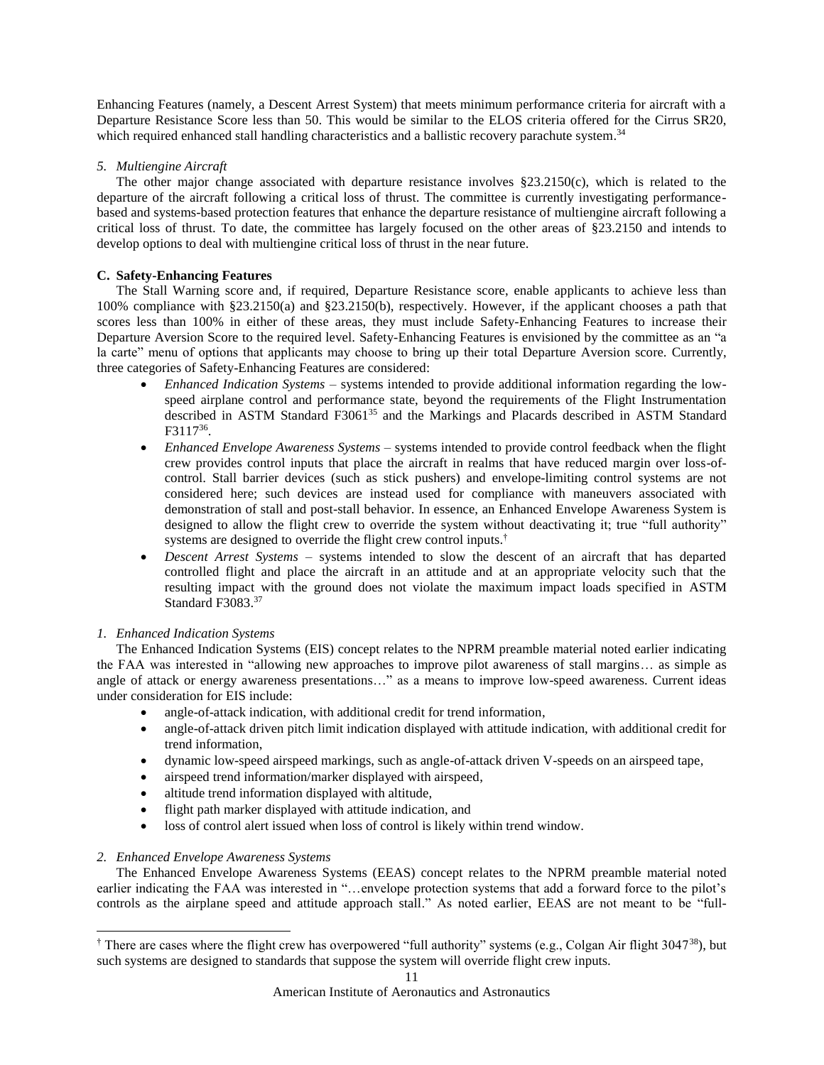Enhancing Features (namely, a Descent Arrest System) that meets minimum performance criteria for aircraft with a Departure Resistance Score less than 50. This would be similar to the ELOS criteria offered for the Cirrus SR20, which required enhanced stall handling characteristics and a ballistic recovery parachute system.[34]

*5. Multiengine Aircraft*

The other major change associated with departure resistance involves §23.2150(c), which is related to the departure of the aircraft following a critical loss of thrust. The committee is currently investigating performance-based and systems-based protection features that enhance the departure resistance of multiengine aircraft following a critical loss of thrust. To date, the committee has largely focused on the other areas of §23.2150 and intends to develop options to deal with multiengine critical loss of thrust in the near future.

**C. Safety-Enhancing Features**

The Stall Warning score and, if required, Departure Resistance score, enable applicants to achieve less than 100% compliance with §23.2150(a) and §23.2150(b), respectively. However, if the applicant chooses a path that scores less than 100% in either of these areas, they must include Safety-Enhancing Features to increase their Departure Aversion Score to the required level. Safety-Enhancing Features is envisioned by the committee as an "a la carte" menu of options that applicants may choose to bring up their total Departure Aversion score. Currently, three categories of Safety-Enhancing Features are considered:

- *Enhanced Indication Systems* – systems intended to provide additional information regarding the low-speed airplane control and performance state, beyond the requirements of the Flight Instrumentation described in ASTM Standard F3061[35] and the Markings and Placards described in ASTM Standard F3117[36].
- *Enhanced Envelope Awareness Systems* – systems intended to provide control feedback when the flight crew provides control inputs that place the aircraft in realms that have reduced margin over loss-of-control. Stall barrier devices (such as stick pushers) and envelope-limiting control systems are not considered here; such devices are instead used for compliance with maneuvers associated with demonstration of stall and post-stall behavior. In essence, an Enhanced Envelope Awareness System is designed to allow the flight crew to override the system without deactivating it; true "full authority" systems are designed to override the flight crew control inputs.[†]
- *Descent Arrest Systems* – systems intended to slow the descent of an aircraft that has departed controlled flight and place the aircraft in an attitude and at an appropriate velocity such that the resulting impact with the ground does not violate the maximum impact loads specified in ASTM Standard F3083.[37]

*1. Enhanced Indication Systems*

The Enhanced Indication Systems (EIS) concept relates to the NPRM preamble material noted earlier indicating the FAA was interested in "allowing new approaches to improve pilot awareness of stall margins… as simple as angle of attack or energy awareness presentations…" as a means to improve low-speed awareness. Current ideas under consideration for EIS include:

- angle-of-attack indication, with additional credit for trend information,
- angle-of-attack driven pitch limit indication displayed with attitude indication, with additional credit for trend information,
- dynamic low-speed airspeed markings, such as angle-of-attack driven V-speeds on an airspeed tape,
- airspeed trend information/marker displayed with airspeed,
- altitude trend information displayed with altitude,
- flight path marker displayed with attitude indication, and
- loss of control alert issued when loss of control is likely within trend window.

*2. Enhanced Envelope Awareness Systems*

The Enhanced Envelope Awareness Systems (EEAS) concept relates to the NPRM preamble material noted earlier indicating the FAA was interested in "…envelope protection systems that add a forward force to the pilot's controls as the airplane speed and attitude approach stall." As noted earlier, EEAS are not meant to be "full-

---

[†] There are cases where the flight crew has overpowered "full authority" systems (e.g., Colgan Air flight 3047[38]), but such systems are designed to standards that suppose the system will override flight crew inputs.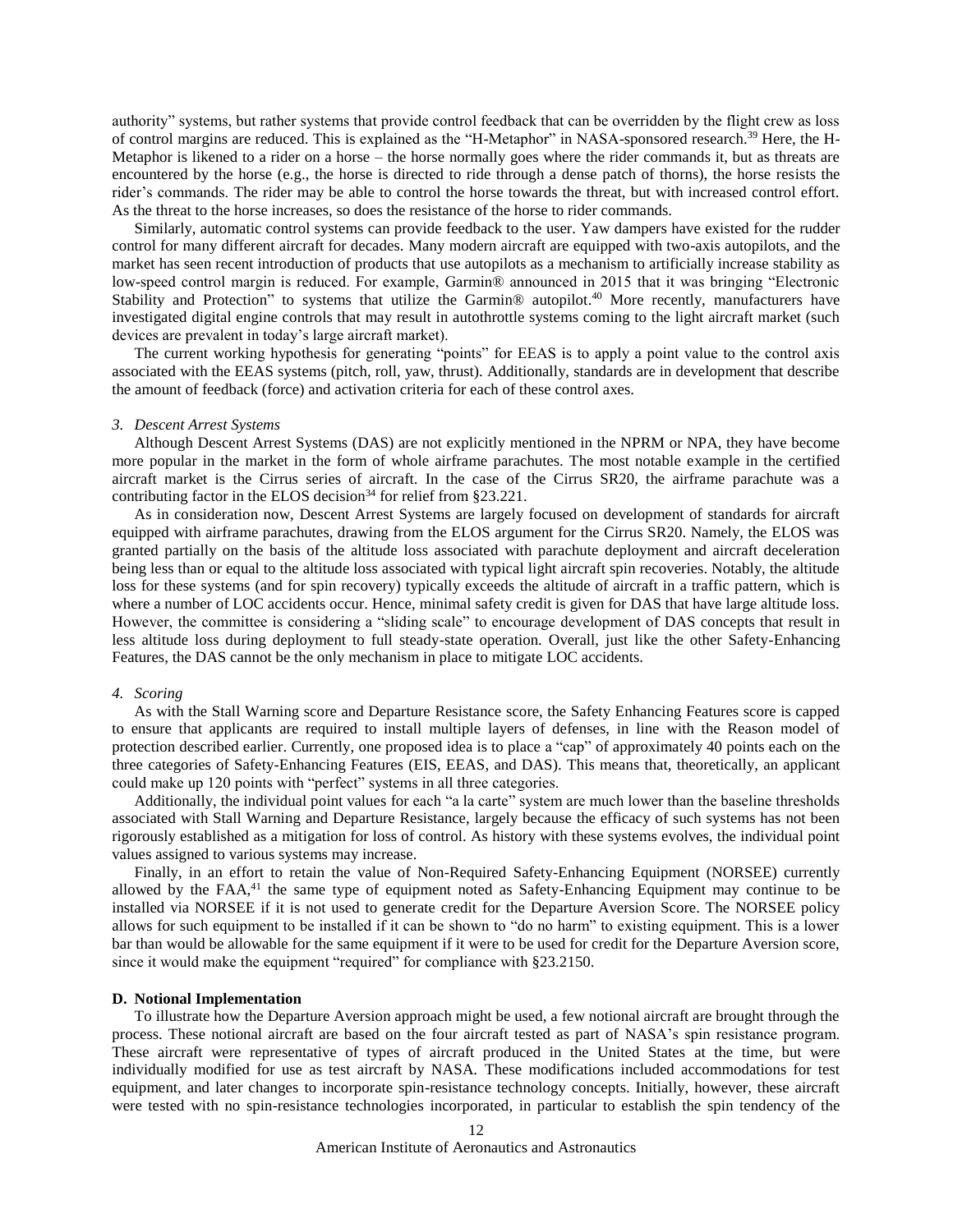authority" systems, but rather systems that provide control feedback that can be overridden by the flight crew as loss of control margins are reduced. This is explained as the "H-Metaphor" in NASA-sponsored research.[39] Here, the H-Metaphor is likened to a rider on a horse – the horse normally goes where the rider commands it, but as threats are encountered by the horse (e.g., the horse is directed to ride through a dense patch of thorns), the horse resists the rider's commands. The rider may be able to control the horse towards the threat, but with increased control effort. As the threat to the horse increases, so does the resistance of the horse to rider commands.

Similarly, automatic control systems can provide feedback to the user. Yaw dampers have existed for the rudder control for many different aircraft for decades. Many modern aircraft are equipped with two-axis autopilots, and the market has seen recent introduction of products that use autopilots as a mechanism to artificially increase stability as low-speed control margin is reduced. For example, Garmin® announced in 2015 that it was bringing "Electronic Stability and Protection" to systems that utilize the Garmin® autopilot.[40] More recently, manufacturers have investigated digital engine controls that may result in autothrottle systems coming to the light aircraft market (such devices are prevalent in today's large aircraft market).

The current working hypothesis for generating "points" for EEAS is to apply a point value to the control axis associated with the EEAS systems (pitch, roll, yaw, thrust). Additionally, standards are in development that describe the amount of feedback (force) and activation criteria for each of these control axes.

### *3. Descent Arrest Systems*

Although Descent Arrest Systems (DAS) are not explicitly mentioned in the NPRM or NPA, they have become more popular in the market in the form of whole airframe parachutes. The most notable example in the certified aircraft market is the Cirrus series of aircraft. In the case of the Cirrus SR20, the airframe parachute was a contributing factor in the ELOS decision[34] for relief from §23.221.

As in consideration now, Descent Arrest Systems are largely focused on development of standards for aircraft equipped with airframe parachutes, drawing from the ELOS argument for the Cirrus SR20. Namely, the ELOS was granted partially on the basis of the altitude loss associated with parachute deployment and aircraft deceleration being less than or equal to the altitude loss associated with typical light aircraft spin recoveries. Notably, the altitude loss for these systems (and for spin recovery) typically exceeds the altitude of aircraft in a traffic pattern, which is where a number of LOC accidents occur. Hence, minimal safety credit is given for DAS that have large altitude loss. However, the committee is considering a "sliding scale" to encourage development of DAS concepts that result in less altitude loss during deployment to full steady-state operation. Overall, just like the other Safety-Enhancing Features, the DAS cannot be the only mechanism in place to mitigate LOC accidents.

### *4. Scoring*

As with the Stall Warning score and Departure Resistance score, the Safety Enhancing Features score is capped to ensure that applicants are required to install multiple layers of defenses, in line with the Reason model of protection described earlier. Currently, one proposed idea is to place a "cap" of approximately 40 points each on the three categories of Safety-Enhancing Features (EIS, EEAS, and DAS). This means that, theoretically, an applicant could make up 120 points with "perfect" systems in all three categories.

Additionally, the individual point values for each "a la carte" system are much lower than the baseline thresholds associated with Stall Warning and Departure Resistance, largely because the efficacy of such systems has not been rigorously established as a mitigation for loss of control. As history with these systems evolves, the individual point values assigned to various systems may increase.

Finally, in an effort to retain the value of Non-Required Safety-Enhancing Equipment (NORSEE) currently allowed by the FAA,[41] the same type of equipment noted as Safety-Enhancing Equipment may continue to be installed via NORSEE if it is not used to generate credit for the Departure Aversion Score. The NORSEE policy allows for such equipment to be installed if it can be shown to "do no harm" to existing equipment. This is a lower bar than would be allowable for the same equipment if it were to be used for credit for the Departure Aversion score, since it would make the equipment "required" for compliance with §23.2150.

## D. Notional Implementation

To illustrate how the Departure Aversion approach might be used, a few notional aircraft are brought through the process. These notional aircraft are based on the four aircraft tested as part of NASA's spin resistance program. These aircraft were representative of types of aircraft produced in the United States at the time, but were individually modified for use as test aircraft by NASA. These modifications included accommodations for test equipment, and later changes to incorporate spin-resistance technology concepts. Initially, however, these aircraft were tested with no spin-resistance technologies incorporated, in particular to establish the spin tendency of the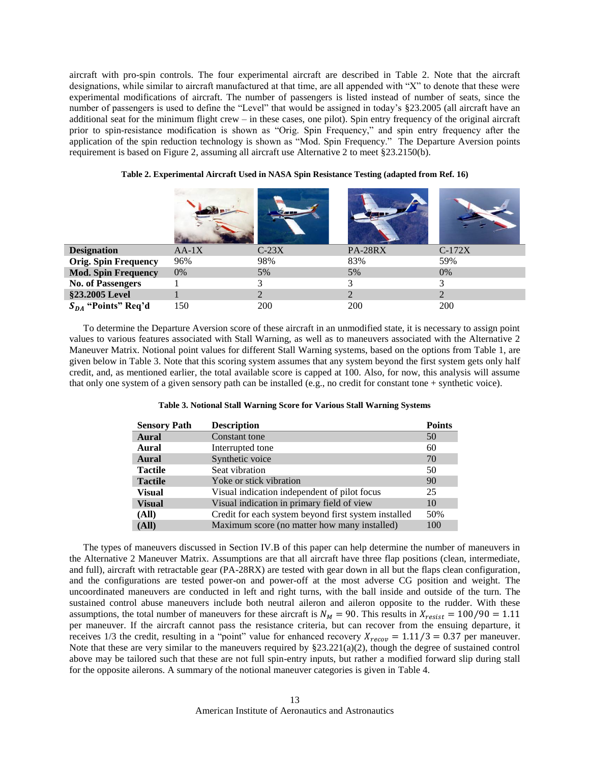aircraft with pro-spin controls. The four experimental aircraft are described in Table 2. Note that the aircraft designations, while similar to aircraft manufactured at that time, are all appended with "X" to denote that these were experimental modifications of aircraft. The number of passengers is listed instead of number of seats, since the number of passengers is used to define the "Level" that would be assigned in today's §23.2005 (all aircraft have an additional seat for the minimum flight crew – in these cases, one pilot). Spin entry frequency of the original aircraft prior to spin-resistance modification is shown as "Orig. Spin Frequency," and spin entry frequency after the application of the spin reduction technology is shown as "Mod. Spin Frequency." The Departure Aversion points requirement is based on Figure 2, assuming all aircraft use Alternative 2 to meet §23.2150(b).

**Table 2. Experimental Aircraft Used in NASA Spin Resistance Testing (adapted from Ref. 16)**

| **Designation** | AA-1X | C-23X | PA-28RX | C-172X |
|---|---|---|---|---|
| **Orig. Spin Frequency** | 96% | 98% | 83% | 59% |
| **Mod. Spin Frequency** | 0% | 5% | 5% | 0% |
| **No. of Passengers** | 1 | 3 | 3 | 3 |
| **§23.2005 Level** | 1 | 2 | 2 | 2 |
| $S_{DA}$ **"Points" Req'd** | 150 | 200 | 200 | 200 |

To determine the Departure Aversion score of these aircraft in an unmodified state, it is necessary to assign point values to various features associated with Stall Warning, as well as to maneuvers associated with the Alternative 2 Maneuver Matrix. Notional point values for different Stall Warning systems, based on the options from Table 1, are given below in Table 3. Note that this scoring system assumes that any system beyond the first system gets only half credit, and, as mentioned earlier, the total available score is capped at 100. Also, for now, this analysis will assume that only one system of a given sensory path can be installed (e.g., no credit for constant tone + synthetic voice).

**Table 3. Notional Stall Warning Score for Various Stall Warning Systems**

| **Sensory Path** | **Description** | **Points** |
|---|---|---|
| **Aural** | Constant tone | 50 |
| **Aural** | Interrupted tone | 60 |
| **Aural** | Synthetic voice | 70 |
| **Tactile** | Seat vibration | 50 |
| **Tactile** | Yoke or stick vibration | 90 |
| **Visual** | Visual indication independent of pilot focus | 25 |
| **Visual** | Visual indication in primary field of view | 10 |
| **(All)** | Credit for each system beyond first system installed | 50% |
| **(All)** | Maximum score (no matter how many installed) | 100 |

The types of maneuvers discussed in Section IV.B of this paper can help determine the number of maneuvers in the Alternative 2 Maneuver Matrix. Assumptions are that all aircraft have three flap positions (clean, intermediate, and full), aircraft with retractable gear (PA-28RX) are tested with gear down in all but the flaps clean configuration, and the configurations are tested power-on and power-off at the most adverse CG position and weight. The uncoordinated maneuvers are conducted in left and right turns, with the ball inside and outside of the turn. The sustained control abuse maneuvers include both neutral aileron and aileron opposite to the rudder. With these assumptions, the total number of maneuvers for these aircraft is $N_M = 90$. This results in $X_{resist} = 100/90 = 1.11$ per maneuver. If the aircraft cannot pass the resistance criteria, but can recover from the ensuing departure, it receives 1/3 the credit, resulting in a "point" value for enhanced recovery $X_{recov} = 1.11/3 = 0.37$ per maneuver. Note that these are very similar to the maneuvers required by §23.221(a)(2), though the degree of sustained control above may be tailored such that these are not full spin-entry inputs, but rather a modified forward slip during stall for the opposite ailerons. A summary of the notional maneuver categories is given in Table 4.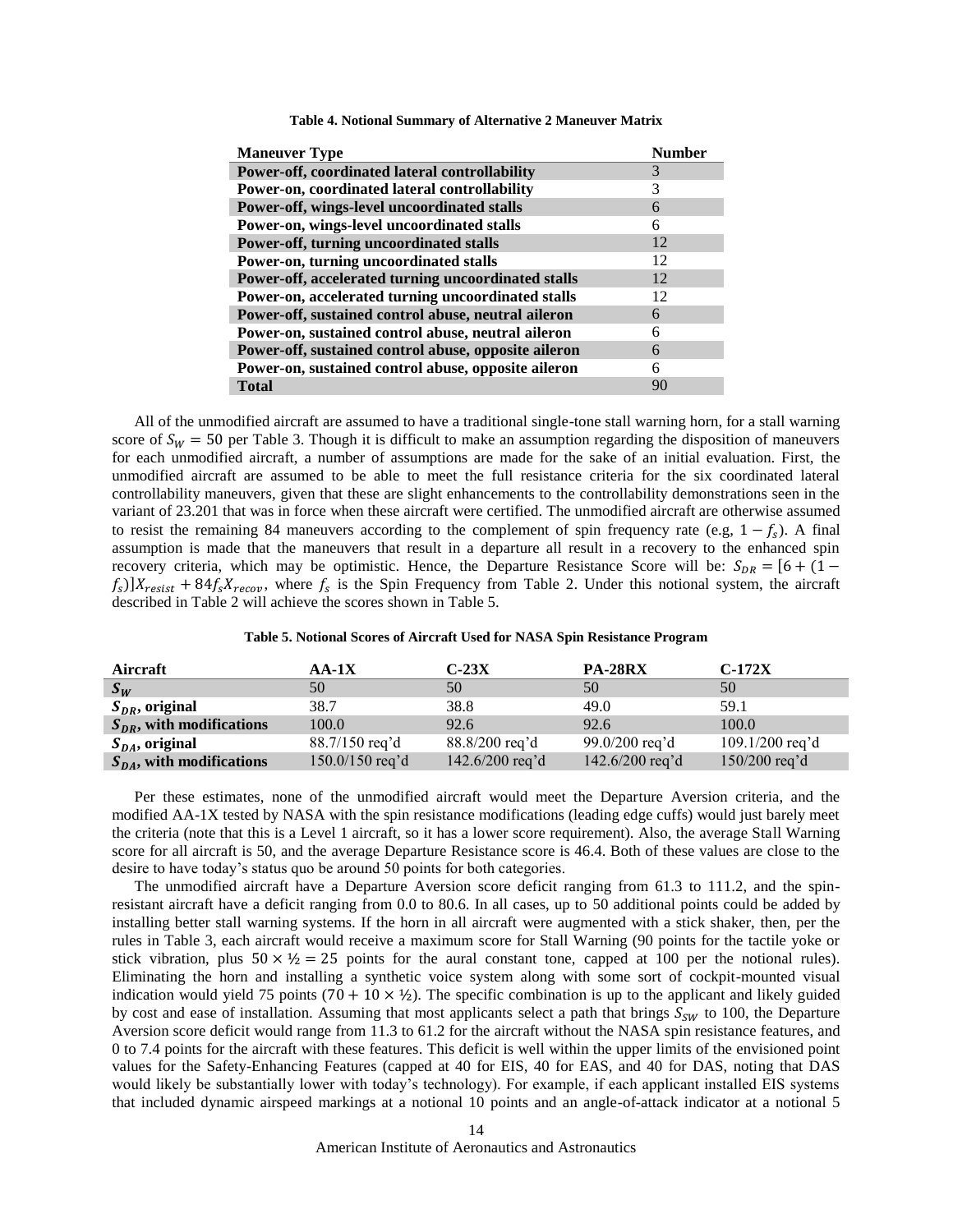**Table 4. Notional Summary of Alternative 2 Maneuver Matrix**

| Maneuver Type | Number |
|---|---|
| **Power-off, coordinated lateral controllability** | 3 |
| **Power-on, coordinated lateral controllability** | 3 |
| **Power-off, wings-level uncoordinated stalls** | 6 |
| **Power-on, wings-level uncoordinated stalls** | 6 |
| **Power-off, turning uncoordinated stalls** | 12 |
| **Power-on, turning uncoordinated stalls** | 12 |
| **Power-off, accelerated turning uncoordinated stalls** | 12 |
| **Power-on, accelerated turning uncoordinated stalls** | 12 |
| **Power-off, sustained control abuse, neutral aileron** | 6 |
| **Power-on, sustained control abuse, neutral aileron** | 6 |
| **Power-off, sustained control abuse, opposite aileron** | 6 |
| **Power-on, sustained control abuse, opposite aileron** | 6 |
| **Total** | 90 |

All of the unmodified aircraft are assumed to have a traditional single-tone stall warning horn, for a stall warning score of $S_W = 50$ per Table 3. Though it is difficult to make an assumption regarding the disposition of maneuvers for each unmodified aircraft, a number of assumptions are made for the sake of an initial evaluation. First, the unmodified aircraft are assumed to be able to meet the full resistance criteria for the six coordinated lateral controllability maneuvers, given that these are slight enhancements to the controllability demonstrations seen in the variant of 23.201 that was in force when these aircraft were certified. The unmodified aircraft are otherwise assumed to resist the remaining 84 maneuvers according to the complement of spin frequency rate (e.g, $1 - f_s$). A final assumption is made that the maneuvers that result in a departure all result in a recovery to the enhanced spin recovery criteria, which may be optimistic. Hence, the Departure Resistance Score will be: $S_{DR} = [6 + (1 - f_s)]X_{resist} + 84 f_s X_{recov}$, where $f_s$ is the Spin Frequency from Table 2. Under this notional system, the aircraft described in Table 2 will achieve the scores shown in Table 5.

**Table 5. Notional Scores of Aircraft Used for NASA Spin Resistance Program**

| Aircraft | AA-1X | C-23X | PA-28RX | C-172X |
|---|---|---|---|---|
| $S_W$ | 50 | 50 | 50 | 50 |
| $S_{DR}$, **original** | 38.7 | 38.8 | 49.0 | 59.1 |
| $S_{DR}$, **with modifications** | 100.0 | 92.6 | 92.6 | 100.0 |
| $S_{DA}$, **original** | 88.7/150 req'd | 88.8/200 req'd | 99.0/200 req'd | 109.1/200 req'd |
| $S_{DA}$, **with modifications** | 150.0/150 req'd | 142.6/200 req'd | 142.6/200 req'd | 150/200 req'd |

Per these estimates, none of the unmodified aircraft would meet the Departure Aversion criteria, and the modified AA-1X tested by NASA with the spin resistance modifications (leading edge cuffs) would just barely meet the criteria (note that this is a Level 1 aircraft, so it has a lower score requirement). Also, the average Stall Warning score for all aircraft is 50, and the average Departure Resistance score is 46.4. Both of these values are close to the desire to have today's status quo be around 50 points for both categories.

The unmodified aircraft have a Departure Aversion score deficit ranging from 61.3 to 111.2, and the spin-resistant aircraft have a deficit ranging from 0.0 to 80.6. In all cases, up to 50 additional points could be added by installing better stall warning systems. If the horn in all aircraft were augmented with a stick shaker, then, per the rules in Table 3, each aircraft would receive a maximum score for Stall Warning (90 points for the tactile yoke or stick vibration, plus $50 \times ½ = 25$ points for the aural constant tone, capped at 100 per the notional rules). Eliminating the horn and installing a synthetic voice system along with some sort of cockpit-mounted visual indication would yield 75 points ($70 + 10 \times ½$). The specific combination is up to the applicant and likely guided by cost and ease of installation. Assuming that most applicants select a path that brings $S_{SW}$ to 100, the Departure Aversion score deficit would range from 11.3 to 61.2 for the aircraft without the NASA spin resistance features, and 0 to 7.4 points for the aircraft with these features. This deficit is well within the upper limits of the envisioned point values for the Safety-Enhancing Features (capped at 40 for EIS, 40 for EAS, and 40 for DAS, noting that DAS would likely be substantially lower with today's technology). For example, if each applicant installed EIS systems that included dynamic airspeed markings at a notional 10 points and an angle-of-attack indicator at a notional 5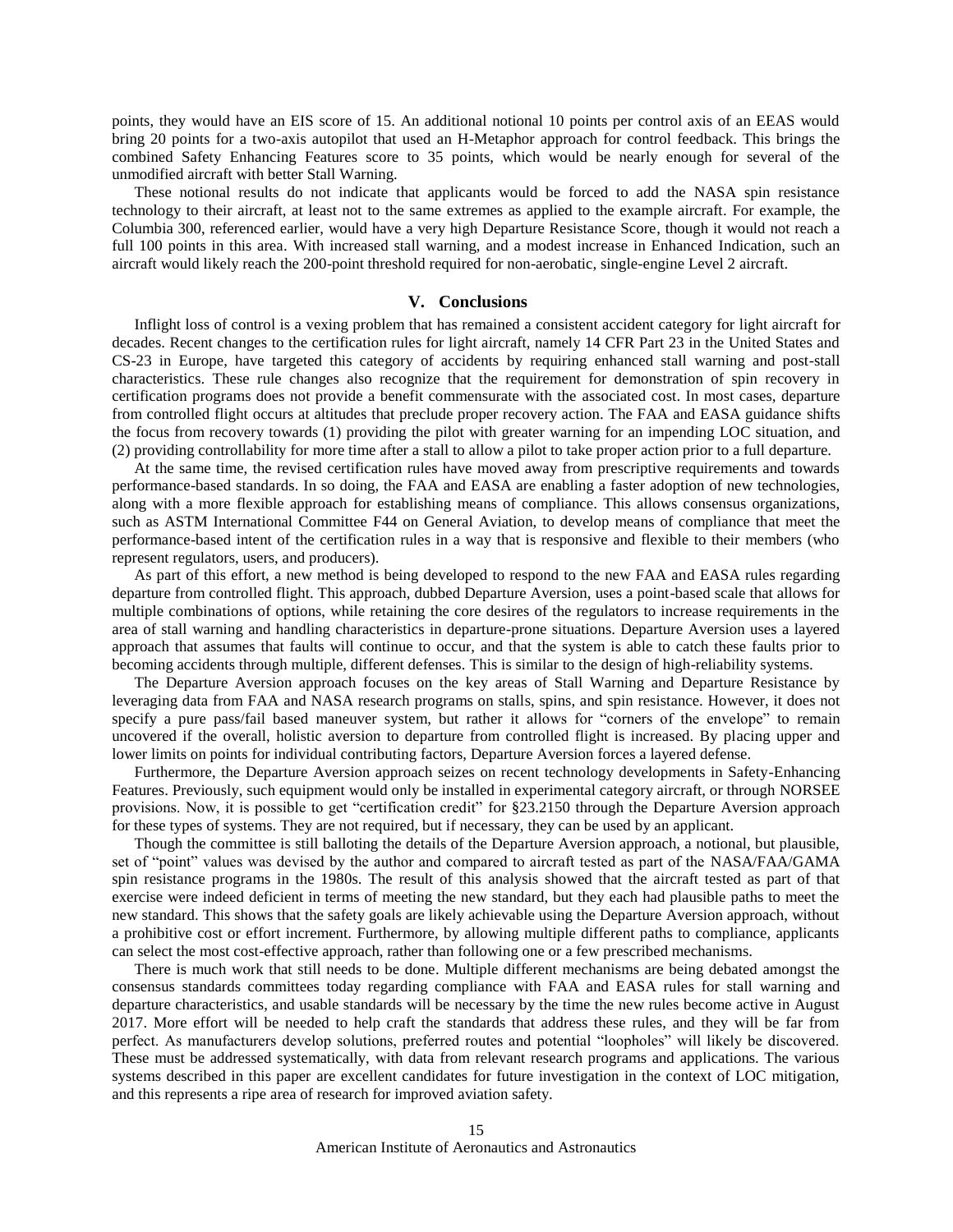points, they would have an EIS score of 15. An additional notional 10 points per control axis of an EEAS would bring 20 points for a two-axis autopilot that used an H-Metaphor approach for control feedback. This brings the combined Safety Enhancing Features score to 35 points, which would be nearly enough for several of the unmodified aircraft with better Stall Warning.

These notional results do not indicate that applicants would be forced to add the NASA spin resistance technology to their aircraft, at least not to the same extremes as applied to the example aircraft. For example, the Columbia 300, referenced earlier, would have a very high Departure Resistance Score, though it would not reach a full 100 points in this area. With increased stall warning, and a modest increase in Enhanced Indication, such an aircraft would likely reach the 200-point threshold required for non-aerobatic, single-engine Level 2 aircraft.

## V. Conclusions

Inflight loss of control is a vexing problem that has remained a consistent accident category for light aircraft for decades. Recent changes to the certification rules for light aircraft, namely 14 CFR Part 23 in the United States and CS-23 in Europe, have targeted this category of accidents by requiring enhanced stall warning and post-stall characteristics. These rule changes also recognize that the requirement for demonstration of spin recovery in certification programs does not provide a benefit commensurate with the associated cost. In most cases, departure from controlled flight occurs at altitudes that preclude proper recovery action. The FAA and EASA guidance shifts the focus from recovery towards (1) providing the pilot with greater warning for an impending LOC situation, and (2) providing controllability for more time after a stall to allow a pilot to take proper action prior to a full departure.

At the same time, the revised certification rules have moved away from prescriptive requirements and towards performance-based standards. In so doing, the FAA and EASA are enabling a faster adoption of new technologies, along with a more flexible approach for establishing means of compliance. This allows consensus organizations, such as ASTM International Committee F44 on General Aviation, to develop means of compliance that meet the performance-based intent of the certification rules in a way that is responsive and flexible to their members (who represent regulators, users, and producers).

As part of this effort, a new method is being developed to respond to the new FAA and EASA rules regarding departure from controlled flight. This approach, dubbed Departure Aversion, uses a point-based scale that allows for multiple combinations of options, while retaining the core desires of the regulators to increase requirements in the area of stall warning and handling characteristics in departure-prone situations. Departure Aversion uses a layered approach that assumes that faults will continue to occur, and that the system is able to catch these faults prior to becoming accidents through multiple, different defenses. This is similar to the design of high-reliability systems.

The Departure Aversion approach focuses on the key areas of Stall Warning and Departure Resistance by leveraging data from FAA and NASA research programs on stalls, spins, and spin resistance. However, it does not specify a pure pass/fail based maneuver system, but rather it allows for "corners of the envelope" to remain uncovered if the overall, holistic aversion to departure from controlled flight is increased. By placing upper and lower limits on points for individual contributing factors, Departure Aversion forces a layered defense.

Furthermore, the Departure Aversion approach seizes on recent technology developments in Safety-Enhancing Features. Previously, such equipment would only be installed in experimental category aircraft, or through NORSEE provisions. Now, it is possible to get "certification credit" for §23.2150 through the Departure Aversion approach for these types of systems. They are not required, but if necessary, they can be used by an applicant.

Though the committee is still balloting the details of the Departure Aversion approach, a notional, but plausible, set of "point" values was devised by the author and compared to aircraft tested as part of the NASA/FAA/GAMA spin resistance programs in the 1980s. The result of this analysis showed that the aircraft tested as part of that exercise were indeed deficient in terms of meeting the new standard, but they each had plausible paths to meet the new standard. This shows that the safety goals are likely achievable using the Departure Aversion approach, without a prohibitive cost or effort increment. Furthermore, by allowing multiple different paths to compliance, applicants can select the most cost-effective approach, rather than following one or a few prescribed mechanisms.

There is much work that still needs to be done. Multiple different mechanisms are being debated amongst the consensus standards committees today regarding compliance with FAA and EASA rules for stall warning and departure characteristics, and usable standards will be necessary by the time the new rules become active in August 2017. More effort will be needed to help craft the standards that address these rules, and they will be far from perfect. As manufacturers develop solutions, preferred routes and potential "loopholes" will likely be discovered. These must be addressed systematically, with data from relevant research programs and applications. The various systems described in this paper are excellent candidates for future investigation in the context of LOC mitigation, and this represents a ripe area of research for improved aviation safety.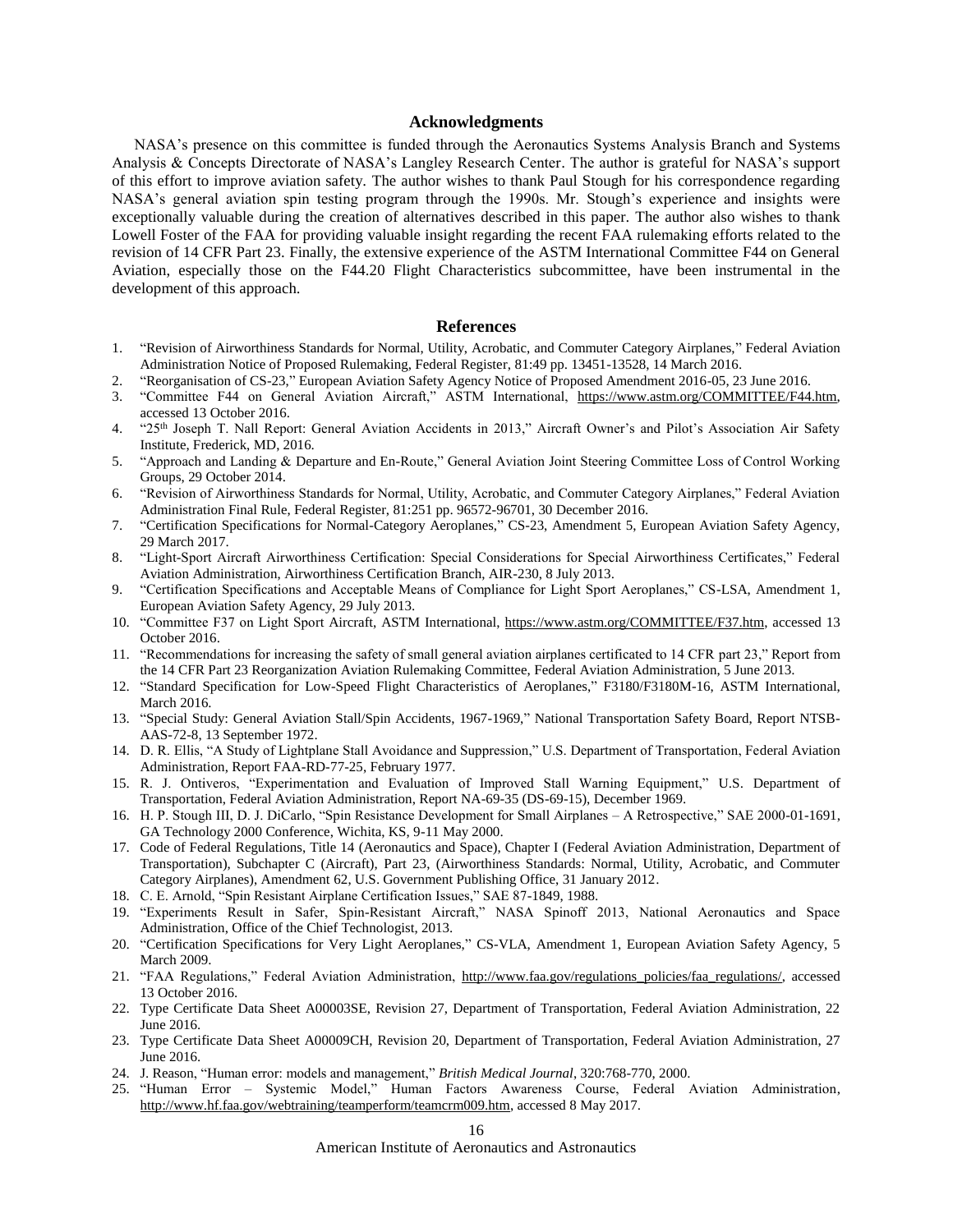## Acknowledgments

NASA's presence on this committee is funded through the Aeronautics Systems Analysis Branch and Systems Analysis & Concepts Directorate of NASA's Langley Research Center. The author is grateful for NASA's support of this effort to improve aviation safety. The author wishes to thank Paul Stough for his correspondence regarding NASA's general aviation spin testing program through the 1990s. Mr. Stough's experience and insights were exceptionally valuable during the creation of alternatives described in this paper. The author also wishes to thank Lowell Foster of the FAA for providing valuable insight regarding the recent FAA rulemaking efforts related to the revision of 14 CFR Part 23. Finally, the extensive experience of the ASTM International Committee F44 on General Aviation, especially those on the F44.20 Flight Characteristics subcommittee, have been instrumental in the development of this approach.

## References

1. "Revision of Airworthiness Standards for Normal, Utility, Acrobatic, and Commuter Category Airplanes," Federal Aviation Administration Notice of Proposed Rulemaking, Federal Register, 81:49 pp. 13451-13528, 14 March 2016.
2. "Reorganisation of CS-23," European Aviation Safety Agency Notice of Proposed Amendment 2016-05, 23 June 2016.
3. "Committee F44 on General Aviation Aircraft," ASTM International, https://www.astm.org/COMMITTEE/F44.htm, accessed 13 October 2016.
4. "25th Joseph T. Nall Report: General Aviation Accidents in 2013," Aircraft Owner's and Pilot's Association Air Safety Institute, Frederick, MD, 2016.
5. "Approach and Landing & Departure and En-Route," General Aviation Joint Steering Committee Loss of Control Working Groups, 29 October 2014.
6. "Revision of Airworthiness Standards for Normal, Utility, Acrobatic, and Commuter Category Airplanes," Federal Aviation Administration Final Rule, Federal Register, 81:251 pp. 96572-96701, 30 December 2016.
7. "Certification Specifications for Normal-Category Aeroplanes," CS-23, Amendment 5, European Aviation Safety Agency, 29 March 2017.
8. "Light-Sport Aircraft Airworthiness Certification: Special Considerations for Special Airworthiness Certificates," Federal Aviation Administration, Airworthiness Certification Branch, AIR-230, 8 July 2013.
9. "Certification Specifications and Acceptable Means of Compliance for Light Sport Aeroplanes," CS-LSA, Amendment 1, European Aviation Safety Agency, 29 July 2013.
10. "Committee F37 on Light Sport Aircraft, ASTM International, https://www.astm.org/COMMITTEE/F37.htm, accessed 13 October 2016.
11. "Recommendations for increasing the safety of small general aviation airplanes certificated to 14 CFR part 23," Report from the 14 CFR Part 23 Reorganization Aviation Rulemaking Committee, Federal Aviation Administration, 5 June 2013.
12. "Standard Specification for Low-Speed Flight Characteristics of Aeroplanes," F3180/F3180M-16, ASTM International, March 2016.
13. "Special Study: General Aviation Stall/Spin Accidents, 1967-1969," National Transportation Safety Board, Report NTSB-AAS-72-8, 13 September 1972.
14. D. R. Ellis, "A Study of Lightplane Stall Avoidance and Suppression," U.S. Department of Transportation, Federal Aviation Administration, Report FAA-RD-77-25, February 1977.
15. R. J. Ontiveros, "Experimentation and Evaluation of Improved Stall Warning Equipment," U.S. Department of Transportation, Federal Aviation Administration, Report NA-69-35 (DS-69-15), December 1969.
16. H. P. Stough III, D. J. DiCarlo, "Spin Resistance Development for Small Airplanes – A Retrospective," SAE 2000-01-1691, GA Technology 2000 Conference, Wichita, KS, 9-11 May 2000.
17. Code of Federal Regulations, Title 14 (Aeronautics and Space), Chapter I (Federal Aviation Administration, Department of Transportation), Subchapter C (Aircraft), Part 23, (Airworthiness Standards: Normal, Utility, Acrobatic, and Commuter Category Airplanes), Amendment 62, U.S. Government Publishing Office, 31 January 2012.
18. C. E. Arnold, "Spin Resistant Airplane Certification Issues," SAE 87-1849, 1988.
19. "Experiments Result in Safer, Spin-Resistant Aircraft," NASA Spinoff 2013, National Aeronautics and Space Administration, Office of the Chief Technologist, 2013.
20. "Certification Specifications for Very Light Aeroplanes," CS-VLA, Amendment 1, European Aviation Safety Agency, 5 March 2009.
21. "FAA Regulations," Federal Aviation Administration, http://www.faa.gov/regulations_policies/faa_regulations/, accessed 13 October 2016.
22. Type Certificate Data Sheet A00003SE, Revision 27, Department of Transportation, Federal Aviation Administration, 22 June 2016.
23. Type Certificate Data Sheet A00009CH, Revision 20, Department of Transportation, Federal Aviation Administration, 27 June 2016.
24. J. Reason, "Human error: models and management," *British Medical Journal*, 320:768-770, 2000.
25. "Human Error – Systemic Model," Human Factors Awareness Course, Federal Aviation Administration, http://www.hf.faa.gov/webtraining/teamperform/teamcrm009.htm, accessed 8 May 2017.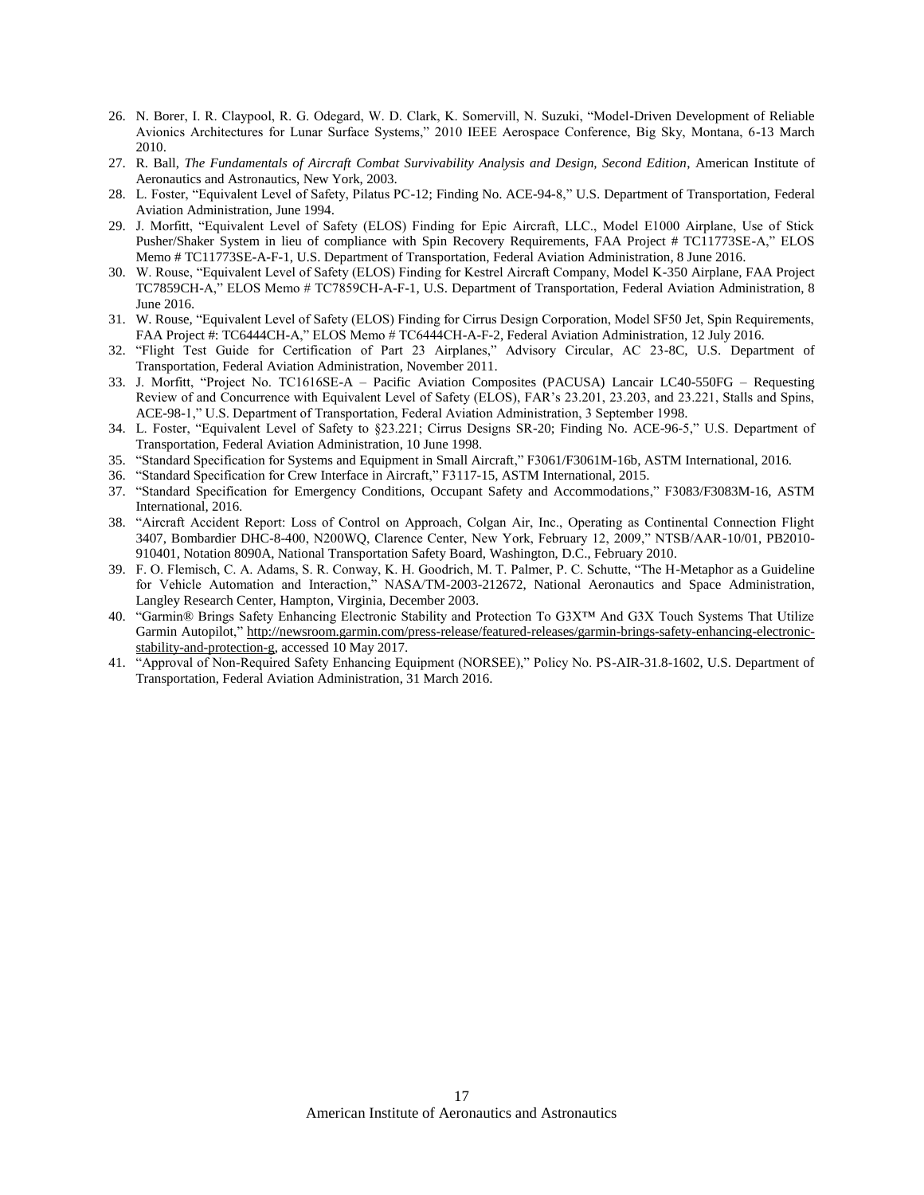26. N. Borer, I. R. Claypool, R. G. Odegard, W. D. Clark, K. Somervill, N. Suzuki, "Model-Driven Development of Reliable Avionics Architectures for Lunar Surface Systems," 2010 IEEE Aerospace Conference, Big Sky, Montana, 6-13 March 2010.
27. R. Ball, *The Fundamentals of Aircraft Combat Survivability Analysis and Design, Second Edition*, American Institute of Aeronautics and Astronautics, New York, 2003.
28. L. Foster, "Equivalent Level of Safety, Pilatus PC-12; Finding No. ACE-94-8," U.S. Department of Transportation, Federal Aviation Administration, June 1994.
29. J. Morfitt, "Equivalent Level of Safety (ELOS) Finding for Epic Aircraft, LLC., Model E1000 Airplane, Use of Stick Pusher/Shaker System in lieu of compliance with Spin Recovery Requirements, FAA Project # TC11773SE-A," ELOS Memo # TC11773SE-A-F-1, U.S. Department of Transportation, Federal Aviation Administration, 8 June 2016.
30. W. Rouse, "Equivalent Level of Safety (ELOS) Finding for Kestrel Aircraft Company, Model K-350 Airplane, FAA Project TC7859CH-A," ELOS Memo # TC7859CH-A-F-1, U.S. Department of Transportation, Federal Aviation Administration, 8 June 2016.
31. W. Rouse, "Equivalent Level of Safety (ELOS) Finding for Cirrus Design Corporation, Model SF50 Jet, Spin Requirements, FAA Project #: TC6444CH-A," ELOS Memo # TC6444CH-A-F-2, Federal Aviation Administration, 12 July 2016.
32. "Flight Test Guide for Certification of Part 23 Airplanes," Advisory Circular, AC 23-8C, U.S. Department of Transportation, Federal Aviation Administration, November 2011.
33. J. Morfitt, "Project No. TC1616SE-A – Pacific Aviation Composites (PACUSA) Lancair LC40-550FG – Requesting Review of and Concurrence with Equivalent Level of Safety (ELOS), FAR's 23.201, 23.203, and 23.221, Stalls and Spins, ACE-98-1," U.S. Department of Transportation, Federal Aviation Administration, 3 September 1998.
34. L. Foster, "Equivalent Level of Safety to §23.221; Cirrus Designs SR-20; Finding No. ACE-96-5," U.S. Department of Transportation, Federal Aviation Administration, 10 June 1998.
35. "Standard Specification for Systems and Equipment in Small Aircraft," F3061/F3061M-16b, ASTM International, 2016.
36. "Standard Specification for Crew Interface in Aircraft," F3117-15, ASTM International, 2015.
37. "Standard Specification for Emergency Conditions, Occupant Safety and Accommodations," F3083/F3083M-16, ASTM International, 2016.
38. "Aircraft Accident Report: Loss of Control on Approach, Colgan Air, Inc., Operating as Continental Connection Flight 3407, Bombardier DHC-8-400, N200WQ, Clarence Center, New York, February 12, 2009," NTSB/AAR-10/01, PB2010-910401, Notation 8090A, National Transportation Safety Board, Washington, D.C., February 2010.
39. F. O. Flemisch, C. A. Adams, S. R. Conway, K. H. Goodrich, M. T. Palmer, P. C. Schutte, "The H-Metaphor as a Guideline for Vehicle Automation and Interaction," NASA/TM-2003-212672, National Aeronautics and Space Administration, Langley Research Center, Hampton, Virginia, December 2003.
40. "Garmin® Brings Safety Enhancing Electronic Stability and Protection To G3X™ And G3X Touch Systems That Utilize Garmin Autopilot," http://newsroom.garmin.com/press-release/featured-releases/garmin-brings-safety-enhancing-electronic-stability-and-protection-g, accessed 10 May 2017.
41. "Approval of Non-Required Safety Enhancing Equipment (NORSEE)," Policy No. PS-AIR-31.8-1602, U.S. Department of Transportation, Federal Aviation Administration, 31 March 2016.